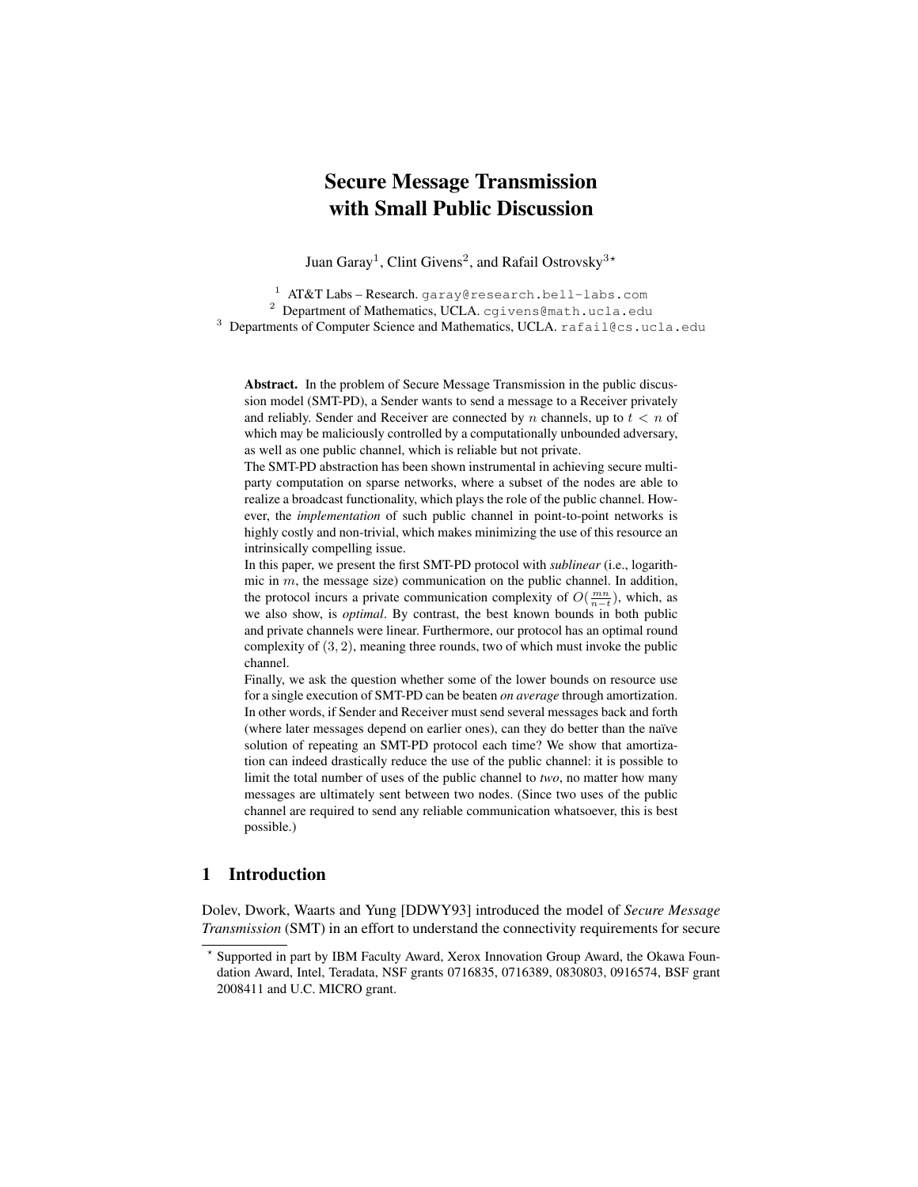# Secure Message Transmission with Small Public Discussion

Juan Garay[1], Clint Givens[2], and Rafail Ostrovsky[3]*

[1] AT&T Labs – Research. garay@research.bell-labs.com
[2] Department of Mathematics, UCLA. cgivens@math.ucla.edu
[3] Departments of Computer Science and Mathematics, UCLA. rafail@cs.ucla.edu

**Abstract.** In the problem of Secure Message Transmission in the public discussion model (SMT-PD), a Sender wants to send a message to a Receiver privately and reliably. Sender and Receiver are connected by $n$ channels, up to $t < n$ of which may be maliciously controlled by a computationally unbounded adversary, as well as one public channel, which is reliable but not private.

The SMT-PD abstraction has been shown instrumental in achieving secure multi-party computation on sparse networks, where a subset of the nodes are able to realize a broadcast functionality, which plays the role of the public channel. However, the *implementation* of such public channel in point-to-point networks is highly costly and non-trivial, which makes minimizing the use of this resource an intrinsically compelling issue.

In this paper, we present the first SMT-PD protocol with *sublinear* (i.e., logarithmic in $m$, the message size) communication on the public channel. In addition, the protocol incurs a private communication complexity of $O(\frac{mn}{n-t})$, which, as we also show, is *optimal*. By contrast, the best known bounds in both public and private channels were linear. Furthermore, our protocol has an optimal round complexity of $(3, 2)$, meaning three rounds, two of which must invoke the public channel.

Finally, we ask the question whether some of the lower bounds on resource use for a single execution of SMT-PD can be beaten *on average* through amortization. In other words, if Sender and Receiver must send several messages back and forth (where later messages depend on earlier ones), can they do better than the naïve solution of repeating an SMT-PD protocol each time? We show that amortization can indeed drastically reduce the use of the public channel: it is possible to limit the total number of uses of the public channel to *two*, no matter how many messages are ultimately sent between two nodes. (Since two uses of the public channel are required to send any reliable communication whatsoever, this is best possible.)

## 1 Introduction

Dolev, Dwork, Waarts and Yung [DDWY93] introduced the model of *Secure Message Transmission* (SMT) in an effort to understand the connectivity requirements for secure

* Supported in part by IBM Faculty Award, Xerox Innovation Group Award, the Okawa Foundation Award, Intel, Teradata, NSF grants 0716835, 0716389, 0830803, 0916574, BSF grant 2008411 and U.C. MICRO grant.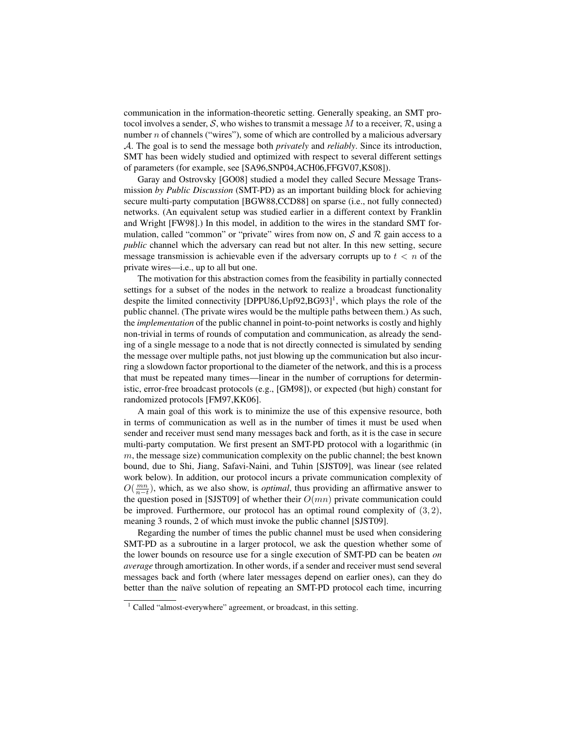communication in the information-theoretic setting. Generally speaking, an SMT protocol involves a sender, $\mathcal{S}$, who wishes to transmit a message $M$ to a receiver, $\mathcal{R}$, using a number $n$ of channels ("wires"), some of which are controlled by a malicious adversary $\mathcal{A}$. The goal is to send the message both *privately* and *reliably*. Since its introduction, SMT has been widely studied and optimized with respect to several different settings of parameters (for example, see [SA96,SNP04,ACH06,FFGV07,KS08]).

Garay and Ostrovsky [GO08] studied a model they called Secure Message Transmission *by Public Discussion* (SMT-PD) as an important building block for achieving secure multi-party computation [BGW88,CCD88] on sparse (i.e., not fully connected) networks. (An equivalent setup was studied earlier in a different context by Franklin and Wright [FW98].) In this model, in addition to the wires in the standard SMT formulation, called "common" or "private" wires from now on, $\mathcal{S}$ and $\mathcal{R}$ gain access to a *public* channel which the adversary can read but not alter. In this new setting, secure message transmission is achievable even if the adversary corrupts up to $t < n$ of the private wires—i.e., up to all but one.

The motivation for this abstraction comes from the feasibility in partially connected settings for a subset of the nodes in the network to realize a broadcast functionality despite the limited connectivity [DPPU86,Upf92,BG93][1], which plays the role of the public channel. (The private wires would be the multiple paths between them.) As such, the *implementation* of the public channel in point-to-point networks is costly and highly non-trivial in terms of rounds of computation and communication, as already the sending of a single message to a node that is not directly connected is simulated by sending the message over multiple paths, not just blowing up the communication but also incurring a slowdown factor proportional to the diameter of the network, and this is a process that must be repeated many times—linear in the number of corruptions for deterministic, error-free broadcast protocols (e.g., [GM98]), or expected (but high) constant for randomized protocols [FM97,KK06].

A main goal of this work is to minimize the use of this expensive resource, both in terms of communication as well as in the number of times it must be used when sender and receiver must send many messages back and forth, as it is the case in secure multi-party computation. We first present an SMT-PD protocol with a logarithmic (in $m$, the message size) communication complexity on the public channel; the best known bound, due to Shi, Jiang, Safavi-Naini, and Tuhin [SJST09], was linear (see related work below). In addition, our protocol incurs a private communication complexity of $O(\frac{mn}{n-t})$, which, as we also show, is *optimal*, thus providing an affirmative answer to the question posed in [SJST09] of whether their $O(mn)$ private communication could be improved. Furthermore, our protocol has an optimal round complexity of $(3, 2)$, meaning 3 rounds, 2 of which must invoke the public channel [SJST09].

Regarding the number of times the public channel must be used when considering SMT-PD as a subroutine in a larger protocol, we ask the question whether some of the lower bounds on resource use for a single execution of SMT-PD can be beaten *on average* through amortization. In other words, if a sender and receiver must send several messages back and forth (where later messages depend on earlier ones), can they do better than the naïve solution of repeating an SMT-PD protocol each time, incurring

[1] Called "almost-everywhere" agreement, or broadcast, in this setting.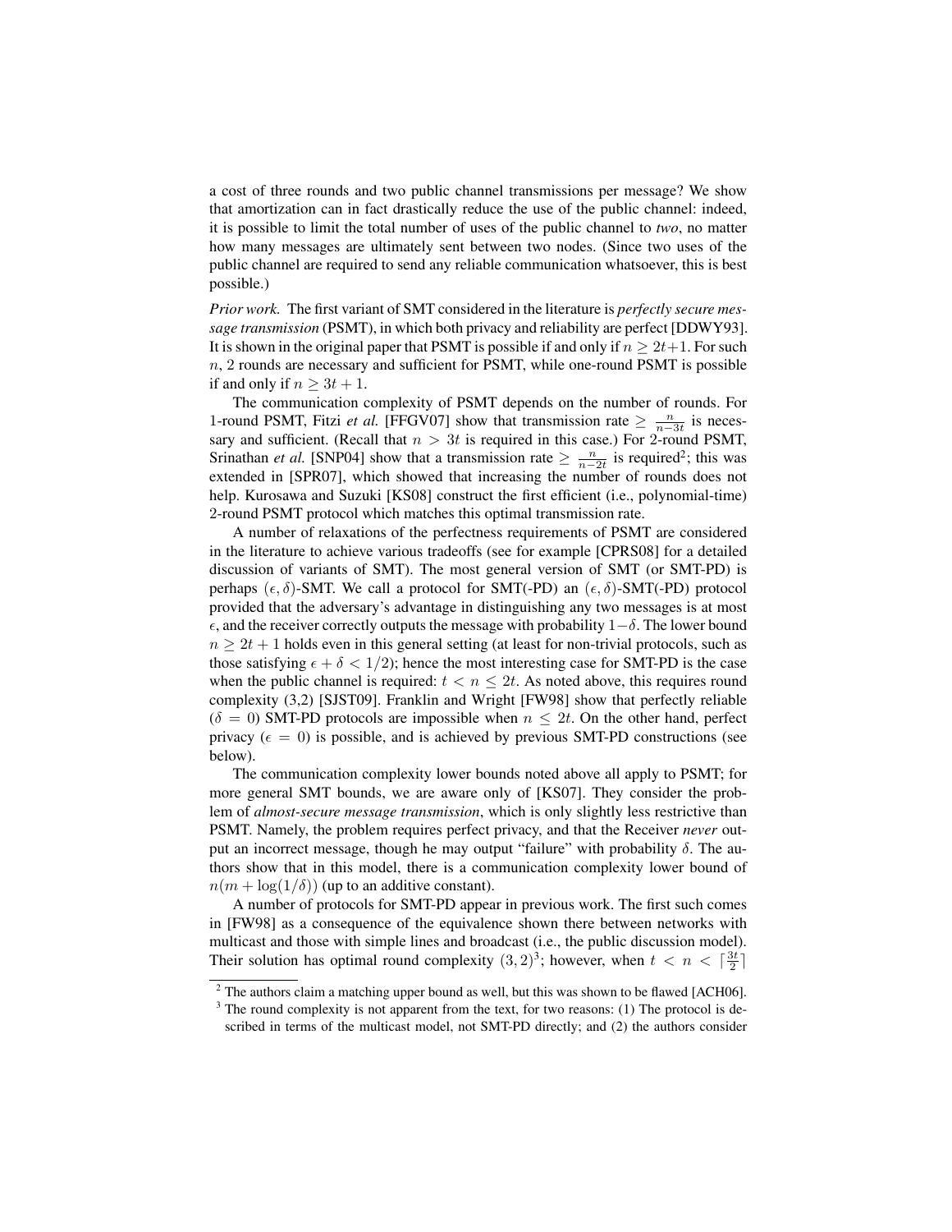a cost of three rounds and two public channel transmissions per message? We show that amortization can in fact drastically reduce the use of the public channel: indeed, it is possible to limit the total number of uses of the public channel to *two*, no matter how many messages are ultimately sent between two nodes. (Since two uses of the public channel are required to send any reliable communication whatsoever, this is best possible.)

*Prior work.* The first variant of SMT considered in the literature is *perfectly secure message transmission* (PSMT), in which both privacy and reliability are perfect [DDWY93]. It is shown in the original paper that PSMT is possible if and only if $n \geq 2t+1$. For such $n$, 2 rounds are necessary and sufficient for PSMT, while one-round PSMT is possible if and only if $n \geq 3t + 1$.

The communication complexity of PSMT depends on the number of rounds. For 1-round PSMT, Fitzi *et al.* [FFGV07] show that transmission rate $\geq \frac{n}{n-3t}$ is necessary and sufficient. (Recall that $n > 3t$ is required in this case.) For 2-round PSMT, Srinathan *et al.* [SNP04] show that a transmission rate $\geq \frac{n}{n-2t}$ is required[2]; this was extended in [SPR07], which showed that increasing the number of rounds does not help. Kurosawa and Suzuki [KS08] construct the first efficient (i.e., polynomial-time) 2-round PSMT protocol which matches this optimal transmission rate.

A number of relaxations of the perfectness requirements of PSMT are considered in the literature to achieve various tradeoffs (see for example [CPRS08] for a detailed discussion of variants of SMT). The most general version of SMT (or SMT-PD) is perhaps $(\epsilon, \delta)$-SMT. We call a protocol for SMT(-PD) an $(\epsilon, \delta)$-SMT(-PD) protocol provided that the adversary's advantage in distinguishing any two messages is at most $\epsilon$, and the receiver correctly outputs the message with probability $1-\delta$. The lower bound $n \geq 2t + 1$ holds even in this general setting (at least for non-trivial protocols, such as those satisfying $\epsilon + \delta < 1/2$); hence the most interesting case for SMT-PD is the case when the public channel is required: $t < n \leq 2t$. As noted above, this requires round complexity (3,2) [SJST09]. Franklin and Wright [FW98] show that perfectly reliable ($\delta = 0$) SMT-PD protocols are impossible when $n \leq 2t$. On the other hand, perfect privacy ($\epsilon = 0$) is possible, and is achieved by previous SMT-PD constructions (see below).

The communication complexity lower bounds noted above all apply to PSMT; for more general SMT bounds, we are aware only of [KS07]. They consider the problem of *almost-secure message transmission*, which is only slightly less restrictive than PSMT. Namely, the problem requires perfect privacy, and that the Receiver *never* output an incorrect message, though he may output "failure" with probability $\delta$. The authors show that in this model, there is a communication complexity lower bound of $n(m + \log(1/\delta))$ (up to an additive constant).

A number of protocols for SMT-PD appear in previous work. The first such comes in [FW98] as a consequence of the equivalence shown there between networks with multicast and those with simple lines and broadcast (i.e., the public discussion model). Their solution has optimal round complexity $(3, 2)$[3]; however, when $t < n < \lceil \frac{3t}{2} \rceil$

[2] The authors claim a matching upper bound as well, but this was shown to be flawed [ACH06].

[3] The round complexity is not apparent from the text, for two reasons: (1) The protocol is described in terms of the multicast model, not SMT-PD directly; and (2) the authors consider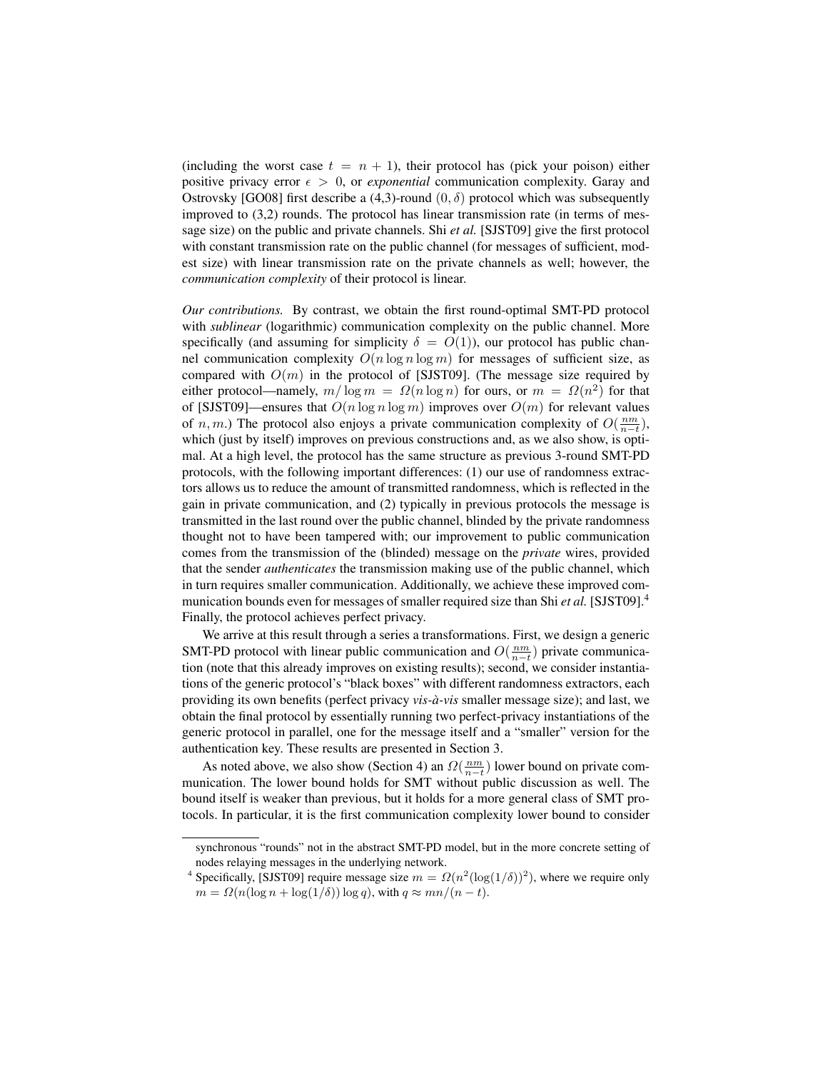(including the worst case $t = n + 1$), their protocol has (pick your poison) either positive privacy error $\epsilon > 0$, or *exponential* communication complexity. Garay and Ostrovsky [GO08] first describe a (4,3)-round $(0, \delta)$ protocol which was subsequently improved to (3,2) rounds. The protocol has linear transmission rate (in terms of message size) on the public and private channels. Shi *et al.* [SJST09] give the first protocol with constant transmission rate on the public channel (for messages of sufficient, modest size) with linear transmission rate on the private channels as well; however, the *communication complexity* of their protocol is linear.

*Our contributions.* By contrast, we obtain the first round-optimal SMT-PD protocol with *sublinear* (logarithmic) communication complexity on the public channel. More specifically (and assuming for simplicity $\delta = O(1)$), our protocol has public channel communication complexity $O(n \log n \log m)$ for messages of sufficient size, as compared with $O(m)$ in the protocol of [SJST09]. (The message size required by either protocol—namely, $m/\log m = \Omega(n \log n)$ for ours, or $m = \Omega(n^2)$ for that of [SJST09]—ensures that $O(n \log n \log m)$ improves over $O(m)$ for relevant values of $n, m$.) The protocol also enjoys a private communication complexity of $O(\frac{nm}{n-t})$, which (just by itself) improves on previous constructions and, as we also show, is optimal. At a high level, the protocol has the same structure as previous 3-round SMT-PD protocols, with the following important differences: (1) our use of randomness extractors allows us to reduce the amount of transmitted randomness, which is reflected in the gain in private communication, and (2) typically in previous protocols the message is transmitted in the last round over the public channel, blinded by the private randomness thought not to have been tampered with; our improvement to public communication comes from the transmission of the (blinded) message on the *private* wires, provided that the sender *authenticates* the transmission making use of the public channel, which in turn requires smaller communication. Additionally, we achieve these improved communication bounds even for messages of smaller required size than Shi *et al.* [SJST09].[4] Finally, the protocol achieves perfect privacy.

We arrive at this result through a series a transformations. First, we design a generic SMT-PD protocol with linear public communication and $O(\frac{nm}{n-t})$ private communication (note that this already improves on existing results); second, we consider instantiations of the generic protocol's "black boxes" with different randomness extractors, each providing its own benefits (perfect privacy *vis-à-vis* smaller message size); and last, we obtain the final protocol by essentially running two perfect-privacy instantiations of the generic protocol in parallel, one for the message itself and a "smaller" version for the authentication key. These results are presented in Section 3.

As noted above, we also show (Section 4) an $\Omega(\frac{nm}{n-t})$ lower bound on private communication. The lower bound holds for SMT without public discussion as well. The bound itself is weaker than previous, but it holds for a more general class of SMT protocols. In particular, it is the first communication complexity lower bound to consider

synchronous "rounds" not in the abstract SMT-PD model, but in the more concrete setting of nodes relaying messages in the underlying network.

[4] Specifically, [SJST09] require message size $m = \Omega(n^2(\log(1/\delta))^2)$, where we require only $m = \Omega(n(\log n + \log(1/\delta)) \log q)$, with $q \approx mn/(n-t)$.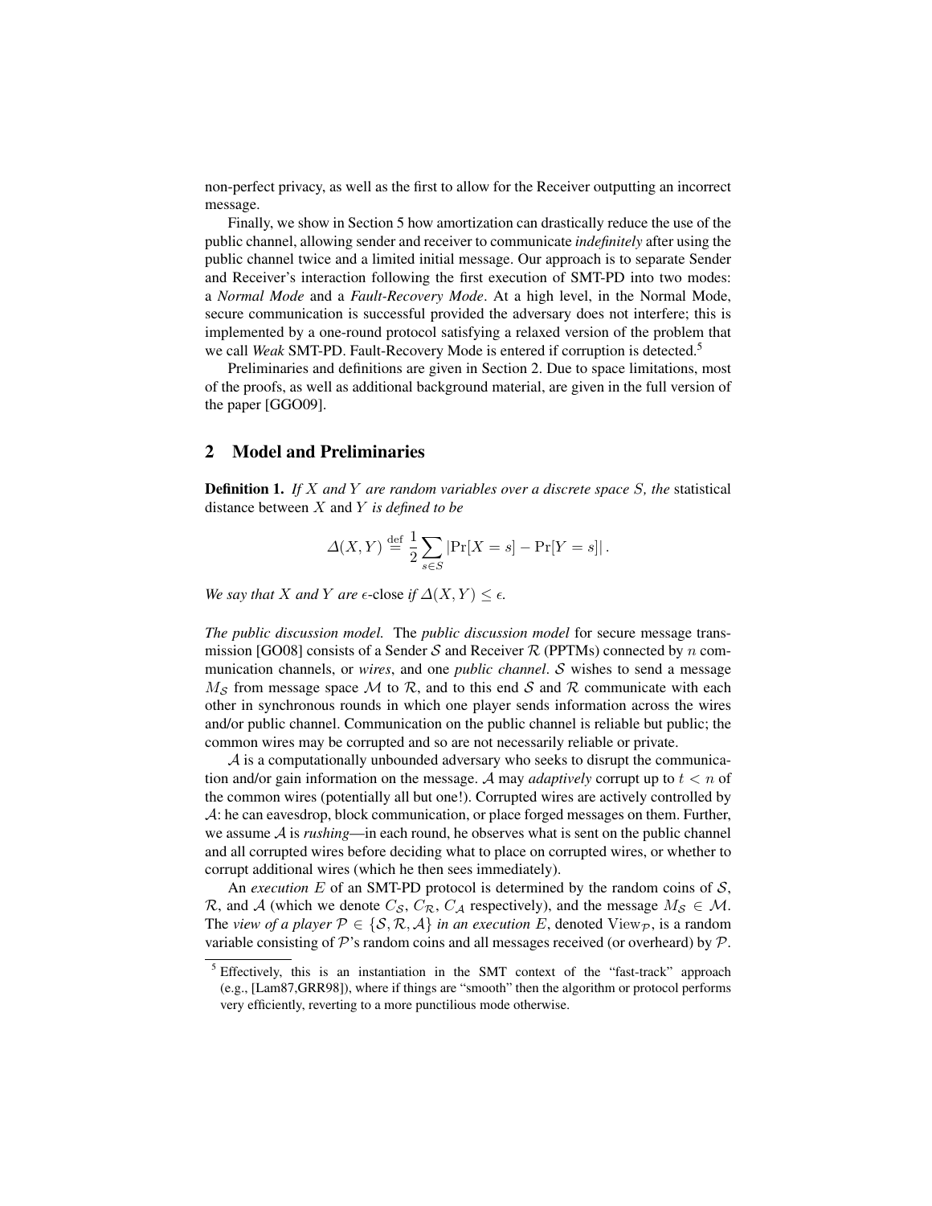non-perfect privacy, as well as the first to allow for the Receiver outputting an incorrect message.

Finally, we show in Section 5 how amortization can drastically reduce the use of the public channel, allowing sender and receiver to communicate *indefinitely* after using the public channel twice and a limited initial message. Our approach is to separate Sender and Receiver's interaction following the first execution of SMT-PD into two modes: a *Normal Mode* and a *Fault-Recovery Mode*. At a high level, in the Normal Mode, secure communication is successful provided the adversary does not interfere; this is implemented by a one-round protocol satisfying a relaxed version of the problem that we call *Weak* SMT-PD. Fault-Recovery Mode is entered if corruption is detected.[5]

Preliminaries and definitions are given in Section 2. Due to space limitations, most of the proofs, as well as additional background material, are given in the full version of the paper [GGO09].

## 2 Model and Preliminaries

**Definition 1.** *If $X$ and $Y$ are random variables over a discrete space $S$, the* statistical distance between $X$ and $Y$ *is defined to be*

$$\Delta(X,Y) \stackrel{\text{def}}{=} \frac{1}{2}\sum_{s\in S} |\Pr[X=s] - \Pr[Y=s]| \,.$$

*We say that $X$ and $Y$ are* $\epsilon$-close *if $\Delta(X,Y) \leq \epsilon$.*

*The public discussion model.* The *public discussion model* for secure message transmission [GO08] consists of a Sender $\mathcal{S}$ and Receiver $\mathcal{R}$ (PPTMs) connected by $n$ communication channels, or *wires*, and one *public channel*. $\mathcal{S}$ wishes to send a message $M_{\mathcal{S}}$ from message space $\mathcal{M}$ to $\mathcal{R}$, and to this end $\mathcal{S}$ and $\mathcal{R}$ communicate with each other in synchronous rounds in which one player sends information across the wires and/or public channel. Communication on the public channel is reliable but public; the common wires may be corrupted and so are not necessarily reliable or private.

$\mathcal{A}$ is a computationally unbounded adversary who seeks to disrupt the communication and/or gain information on the message. $\mathcal{A}$ may *adaptively* corrupt up to $t < n$ of the common wires (potentially all but one!). Corrupted wires are actively controlled by $\mathcal{A}$: he can eavesdrop, block communication, or place forged messages on them. Further, we assume $\mathcal{A}$ is *rushing*—in each round, he observes what is sent on the public channel and all corrupted wires before deciding what to place on corrupted wires, or whether to corrupt additional wires (which he then sees immediately).

An *execution* $E$ of an SMT-PD protocol is determined by the random coins of $\mathcal{S}$, $\mathcal{R}$, and $\mathcal{A}$ (which we denote $C_{\mathcal{S}}$, $C_{\mathcal{R}}$, $C_{\mathcal{A}}$ respectively), and the message $M_{\mathcal{S}} \in \mathcal{M}$. The *view of a player $\mathcal{P} \in \{\mathcal{S}, \mathcal{R}, \mathcal{A}\}$ in an execution $E$*, denoted $\mathrm{View}_{\mathcal{P}}$, is a random variable consisting of $\mathcal{P}$'s random coins and all messages received (or overheard) by $\mathcal{P}$.

[5] Effectively, this is an instantiation in the SMT context of the "fast-track" approach (e.g., [Lam87,GRR98]), where if things are "smooth" then the algorithm or protocol performs very efficiently, reverting to a more punctilious mode otherwise.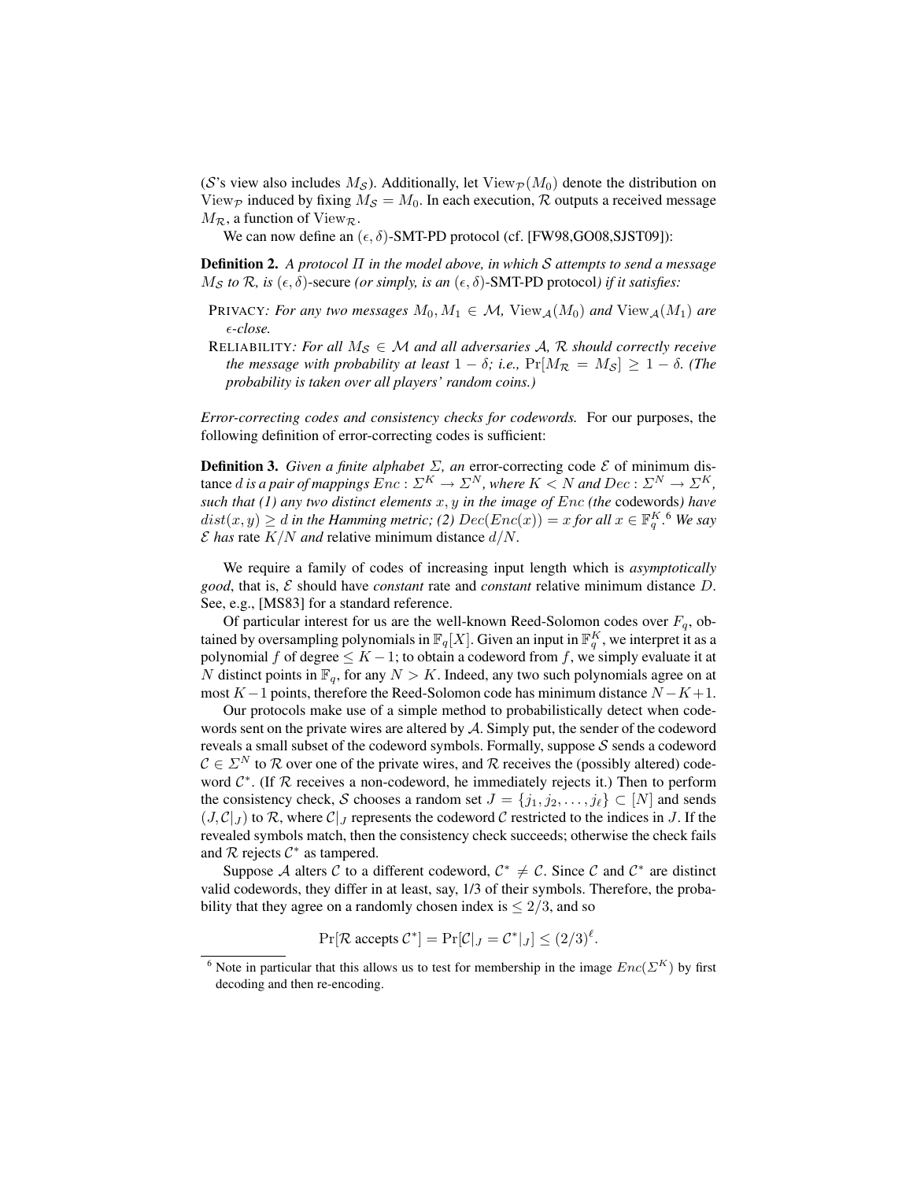($\mathcal{S}$'s view also includes $M_{\mathcal{S}}$). Additionally, let $\text{View}_{\mathcal{P}}(M_0)$ denote the distribution on $\text{View}_{\mathcal{P}}$ induced by fixing $M_{\mathcal{S}} = M_0$. In each execution, $\mathcal{R}$ outputs a received message $M_{\mathcal{R}}$, a function of $\text{View}_{\mathcal{R}}$.

We can now define an $(\epsilon, \delta)$-SMT-PD protocol (cf. [FW98,GO08,SJST09]):

**Definition 2.** *A protocol $\Pi$ in the model above, in which $\mathcal{S}$ attempts to send a message $M_{\mathcal{S}}$ to $\mathcal{R}$, is $(\epsilon, \delta)$-secure (or simply, is an $(\epsilon, \delta)$-SMT-PD protocol) if it satisfies:*

PRIVACY*: For any two messages $M_0, M_1 \in \mathcal{M}$, $\text{View}_{\mathcal{A}}(M_0)$ and $\text{View}_{\mathcal{A}}(M_1)$ are $\epsilon$-close.*

RELIABILITY*: For all $M_{\mathcal{S}} \in \mathcal{M}$ and all adversaries $\mathcal{A}$, $\mathcal{R}$ should correctly receive the message with probability at least $1 - \delta$; i.e., $\Pr[M_{\mathcal{R}} = M_{\mathcal{S}}] \geq 1 - \delta$. (The probability is taken over all players' random coins.)*

*Error-correcting codes and consistency checks for codewords.* For our purposes, the following definition of error-correcting codes is sufficient:

**Definition 3.** *Given a finite alphabet $\Sigma$, an* error-correcting code *$\mathcal{E}$ of minimum distance $d$ is a pair of mappings $Enc : \Sigma^K \rightarrow \Sigma^N$, where $K < N$ and $Dec : \Sigma^N \rightarrow \Sigma^K$, such that (1) any two distinct elements $x, y$ in the image of $Enc$ (the* codewords*) have $dist(x, y) \geq d$ in the Hamming metric; (2) $Dec(Enc(x)) = x$ for all $x \in \mathbb{F}_q^K$.[6] We say $\mathcal{E}$ has* rate *$K/N$ and* relative minimum distance *$d/N$.*

We require a family of codes of increasing input length which is *asymptotically good*, that is, $\mathcal{E}$ should have *constant* rate and *constant* relative minimum distance $D$. See, e.g., [MS83] for a standard reference.

Of particular interest for us are the well-known Reed-Solomon codes over $F_q$, obtained by oversampling polynomials in $\mathbb{F}_q[X]$. Given an input in $\mathbb{F}_q^K$, we interpret it as a polynomial $f$ of degree $\leq K - 1$; to obtain a codeword from $f$, we simply evaluate it at $N$ distinct points in $\mathbb{F}_q$, for any $N > K$. Indeed, any two such polynomials agree on at most $K - 1$ points, therefore the Reed-Solomon code has minimum distance $N - K + 1$.

Our protocols make use of a simple method to probabilistically detect when codewords sent on the private wires are altered by $\mathcal{A}$. Simply put, the sender of the codeword reveals a small subset of the codeword symbols. Formally, suppose $\mathcal{S}$ sends a codeword $\mathcal{C} \in \Sigma^N$ to $\mathcal{R}$ over one of the private wires, and $\mathcal{R}$ receives the (possibly altered) codeword $\mathcal{C}^*$. (If $\mathcal{R}$ receives a non-codeword, he immediately rejects it.) Then to perform the consistency check, $\mathcal{S}$ chooses a random set $J = \{j_1, j_2, \ldots, j_\ell\} \subset [N]$ and sends $(J, \mathcal{C}|_J)$ to $\mathcal{R}$, where $\mathcal{C}|_J$ represents the codeword $\mathcal{C}$ restricted to the indices in $J$. If the revealed symbols match, then the consistency check succeeds; otherwise the check fails and $\mathcal{R}$ rejects $\mathcal{C}^*$ as tampered.

Suppose $\mathcal{A}$ alters $\mathcal{C}$ to a different codeword, $\mathcal{C}^* \neq \mathcal{C}$. Since $\mathcal{C}$ and $\mathcal{C}^*$ are distinct valid codewords, they differ in at least, say, 1/3 of their symbols. Therefore, the probability that they agree on a randomly chosen index is $\leq 2/3$, and so

$$\Pr[\mathcal{R} \text{ accepts } \mathcal{C}^*] = \Pr[\mathcal{C}|_J = \mathcal{C}^*|_J] \leq (2/3)^\ell.$$

[6] Note in particular that this allows us to test for membership in the image $Enc(\Sigma^K)$ by first decoding and then re-encoding.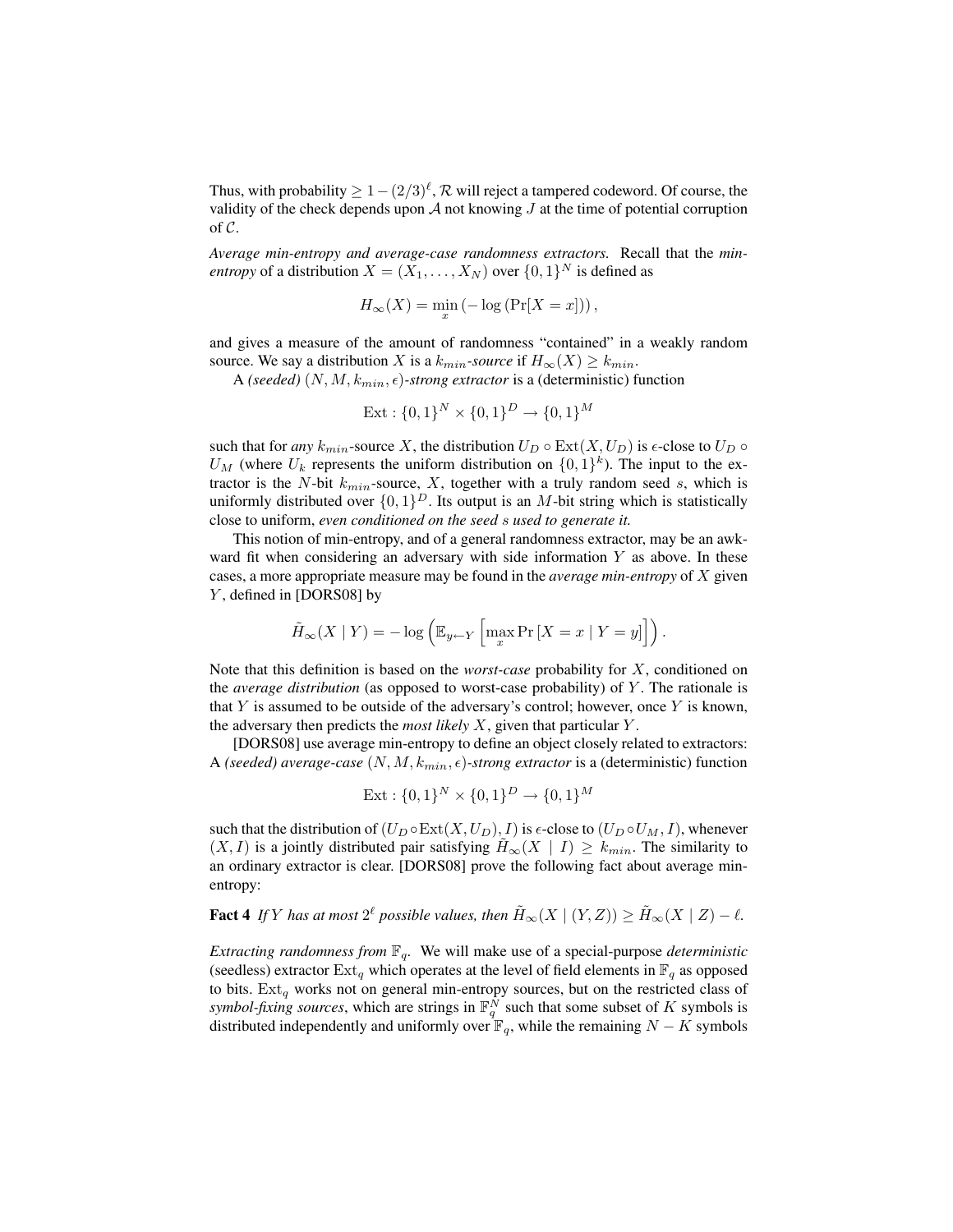Thus, with probability $\geq 1-(2/3)^{\ell}$, $\mathcal{R}$ will reject a tampered codeword. Of course, the validity of the check depends upon $\mathcal{A}$ not knowing $J$ at the time of potential corruption of $\mathcal{C}$.

*Average min-entropy and average-case randomness extractors.* Recall that the *min-entropy* of a distribution $X = (X_1, \ldots, X_N)$ over $\{0,1\}^N$ is defined as

$$H_\infty(X) = \min_x \left(-\log\left(\Pr[X = x]\right)\right),$$

and gives a measure of the amount of randomness "contained" in a weakly random source. We say a distribution $X$ is a $k_{min}$*-source* if $H_\infty(X) \geq k_{min}$.

A *(seeded)* $(N, M, k_{min}, \epsilon)$*-strong extractor* is a (deterministic) function

$$\mathrm{Ext} : \{0,1\}^N \times \{0,1\}^D \to \{0,1\}^M$$

such that for *any* $k_{min}$-source $X$, the distribution $U_D \circ \mathrm{Ext}(X, U_D)$ is $\epsilon$-close to $U_D \circ U_M$ (where $U_k$ represents the uniform distribution on $\{0,1\}^k$). The input to the extractor is the $N$-bit $k_{min}$-source, $X$, together with a truly random seed $s$, which is uniformly distributed over $\{0,1\}^D$. Its output is an $M$-bit string which is statistically close to uniform, *even conditioned on the seed* $s$ *used to generate it.*

This notion of min-entropy, and of a general randomness extractor, may be an awkward fit when considering an adversary with side information $Y$ as above. In these cases, a more appropriate measure may be found in the *average min-entropy* of $X$ given $Y$, defined in [DORS08] by

$$\tilde{H}_\infty(X \mid Y) = -\log\left(\mathbb{E}_{y \leftarrow Y}\left[\max_x \Pr\left[X = x \mid Y = y\right]\right]\right).$$

Note that this definition is based on the *worst-case* probability for $X$, conditioned on the *average distribution* (as opposed to worst-case probability) of $Y$. The rationale is that $Y$ is assumed to be outside of the adversary's control; however, once $Y$ is known, the adversary then predicts the *most likely* $X$, given that particular $Y$.

[DORS08] use average min-entropy to define an object closely related to extractors: A *(seeded) average-case* $(N, M, k_{min}, \epsilon)$*-strong extractor* is a (deterministic) function

$$\mathrm{Ext} : \{0,1\}^N \times \{0,1\}^D \to \{0,1\}^M$$

such that the distribution of $(U_D \circ \mathrm{Ext}(X, U_D), I)$ is $\epsilon$-close to $(U_D \circ U_M, I)$, whenever $(X, I)$ is a jointly distributed pair satisfying $\tilde{H}_\infty(X \mid I) \geq k_{min}$. The similarity to an ordinary extractor is clear. [DORS08] prove the following fact about average min-entropy:

**Fact 4** *If* $Y$ *has at most* $2^{\ell}$ *possible values, then* $\tilde{H}_\infty(X \mid (Y, Z)) \geq \tilde{H}_\infty(X \mid Z) - \ell$.

*Extracting randomness from* $\mathbb{F}_q$. We will make use of a special-purpose *deterministic* (seedless) extractor $\mathrm{Ext}_q$ which operates at the level of field elements in $\mathbb{F}_q$ as opposed to bits. $\mathrm{Ext}_q$ works not on general min-entropy sources, but on the restricted class of *symbol-fixing sources*, which are strings in $\mathbb{F}_q^N$ such that some subset of $K$ symbols is distributed independently and uniformly over $\mathbb{F}_q$, while the remaining $N-K$ symbols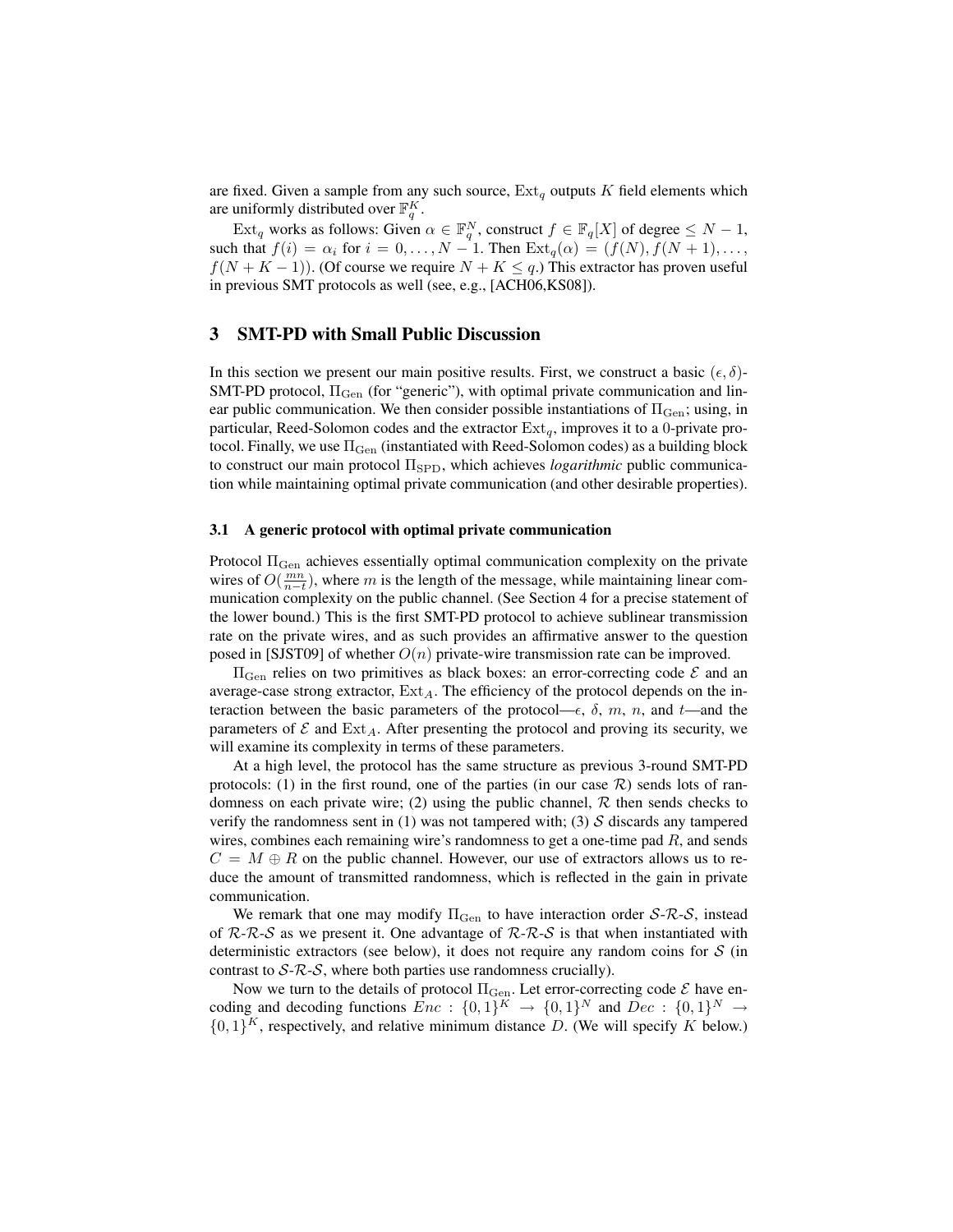are fixed. Given a sample from any such source, $\mathrm{Ext}_q$ outputs $K$ field elements which are uniformly distributed over $\mathbb{F}_q^K$.

$\mathrm{Ext}_q$ works as follows: Given $\alpha \in \mathbb{F}_q^N$, construct $f \in \mathbb{F}_q[X]$ of degree $\leq N-1$, such that $f(i) = \alpha_i$ for $i = 0, \ldots, N-1$. Then $\mathrm{Ext}_q(\alpha) = (f(N), f(N+1), \ldots, f(N+K-1))$. (Of course we require $N + K \leq q$.) This extractor has proven useful in previous SMT protocols as well (see, e.g., [ACH06,KS08]).

## 3 SMT-PD with Small Public Discussion

In this section we present our main positive results. First, we construct a basic $(\epsilon, \delta)$-SMT-PD protocol, $\Pi_{\mathrm{Gen}}$ (for "generic"), with optimal private communication and linear public communication. We then consider possible instantiations of $\Pi_{\mathrm{Gen}}$; using, in particular, Reed-Solomon codes and the extractor $\mathrm{Ext}_q$, improves it to a 0-private protocol. Finally, we use $\Pi_{\mathrm{Gen}}$ (instantiated with Reed-Solomon codes) as a building block to construct our main protocol $\Pi_{\mathrm{SPD}}$, which achieves *logarithmic* public communication while maintaining optimal private communication (and other desirable properties).

### 3.1 A generic protocol with optimal private communication

Protocol $\Pi_{\mathrm{Gen}}$ achieves essentially optimal communication complexity on the private wires of $O(\frac{mn}{n-t})$, where $m$ is the length of the message, while maintaining linear communication complexity on the public channel. (See Section 4 for a precise statement of the lower bound.) This is the first SMT-PD protocol to achieve sublinear transmission rate on the private wires, and as such provides an affirmative answer to the question posed in [SJST09] of whether $O(n)$ private-wire transmission rate can be improved.

$\Pi_{\mathrm{Gen}}$ relies on two primitives as black boxes: an error-correcting code $\mathcal{E}$ and an average-case strong extractor, $\mathrm{Ext}_A$. The efficiency of the protocol depends on the interaction between the basic parameters of the protocol—$\epsilon$, $\delta$, $m$, $n$, and $t$—and the parameters of $\mathcal{E}$ and $\mathrm{Ext}_A$. After presenting the protocol and proving its security, we will examine its complexity in terms of these parameters.

At a high level, the protocol has the same structure as previous 3-round SMT-PD protocols: (1) in the first round, one of the parties (in our case $\mathcal{R}$) sends lots of randomness on each private wire; (2) using the public channel, $\mathcal{R}$ then sends checks to verify the randomness sent in (1) was not tampered with; (3) $\mathcal{S}$ discards any tampered wires, combines each remaining wire's randomness to get a one-time pad $R$, and sends $C = M \oplus R$ on the public channel. However, our use of extractors allows us to reduce the amount of transmitted randomness, which is reflected in the gain in private communication.

We remark that one may modify $\Pi_{\mathrm{Gen}}$ to have interaction order $\mathcal{S}$-$\mathcal{R}$-$\mathcal{S}$, instead of $\mathcal{R}$-$\mathcal{R}$-$\mathcal{S}$ as we present it. One advantage of $\mathcal{R}$-$\mathcal{R}$-$\mathcal{S}$ is that when instantiated with deterministic extractors (see below), it does not require any random coins for $\mathcal{S}$ (in contrast to $\mathcal{S}$-$\mathcal{R}$-$\mathcal{S}$, where both parties use randomness crucially).

Now we turn to the details of protocol $\Pi_{\mathrm{Gen}}$. Let error-correcting code $\mathcal{E}$ have encoding and decoding functions $Enc : \{0,1\}^K \rightarrow \{0,1\}^N$ and $Dec : \{0,1\}^N \rightarrow \{0,1\}^K$, respectively, and relative minimum distance $D$. (We will specify $K$ below.)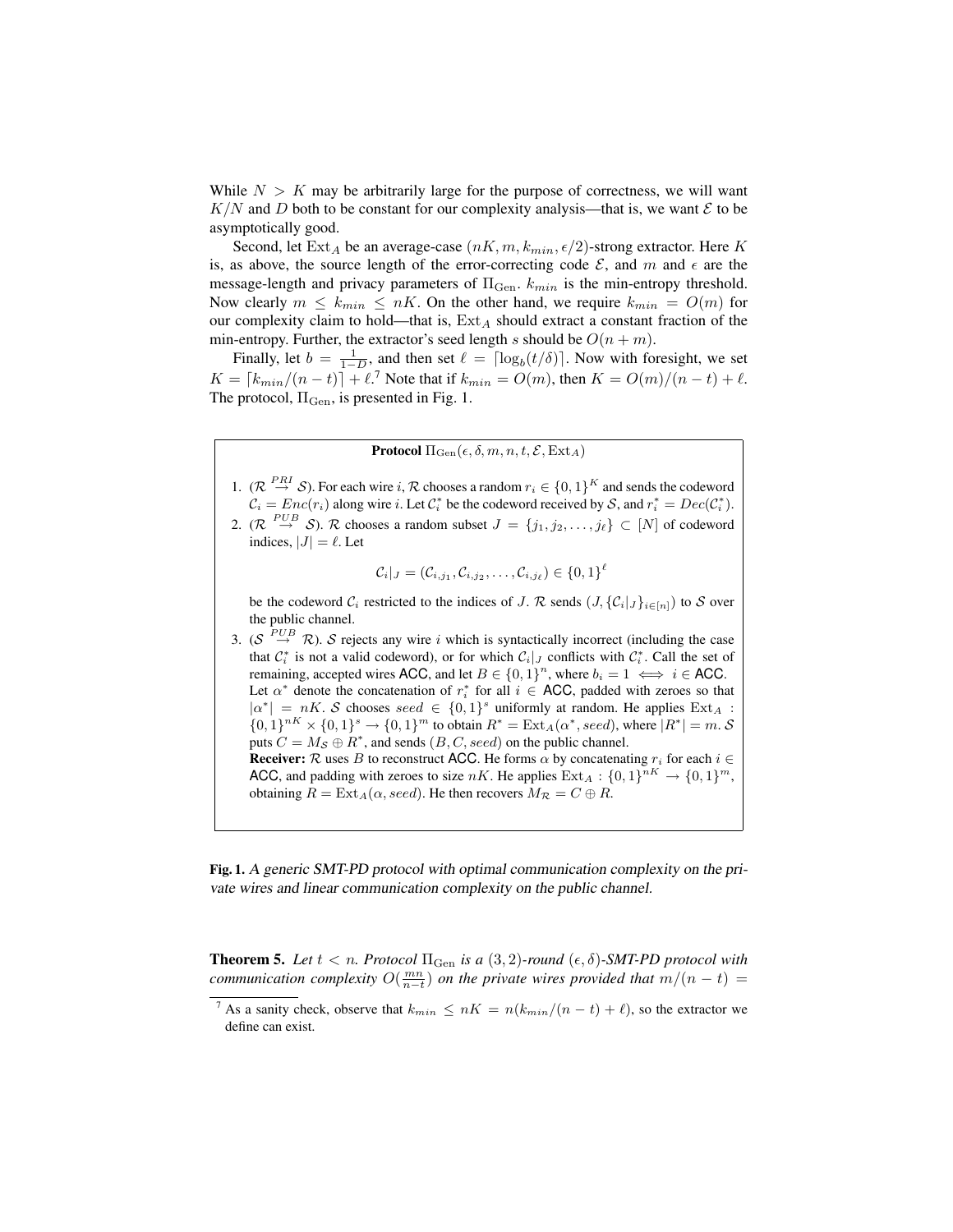While $N > K$ may be arbitrarily large for the purpose of correctness, we will want $K/N$ and $D$ both to be constant for our complexity analysis—that is, we want $\mathcal{E}$ to be asymptotically good.

Second, let $\mathrm{Ext}_A$ be an average-case $(nK, m, k_{min}, \epsilon/2)$-strong extractor. Here $K$ is, as above, the source length of the error-correcting code $\mathcal{E}$, and $m$ and $\epsilon$ are the message-length and privacy parameters of $\Pi_{\mathrm{Gen}}$. $k_{min}$ is the min-entropy threshold. Now clearly $m \leq k_{min} \leq nK$. On the other hand, we require $k_{min} = O(m)$ for our complexity claim to hold—that is, $\mathrm{Ext}_A$ should extract a constant fraction of the min-entropy. Further, the extractor's seed length $s$ should be $O(n + m)$.

Finally, let $b = \frac{1}{1-D}$, and then set $\ell = \lceil \log_b(t/\delta) \rceil$. Now with foresight, we set $K = \lceil k_{min}/(n-t) \rceil + \ell$.[7] Note that if $k_{min} = O(m)$, then $K = O(m)/(n-t) + \ell$. The protocol, $\Pi_{\mathrm{Gen}}$, is presented in Fig. 1.

**Protocol** $\Pi_{\mathrm{Gen}}(\epsilon, \delta, m, n, t, \mathcal{E}, \mathrm{Ext}_A)$

1. ($\mathcal{R} \overset{PRI}{\rightarrow} \mathcal{S}$). For each wire $i$, $\mathcal{R}$ chooses a random $r_i \in \{0,1\}^K$ and sends the codeword $\mathcal{C}_i = Enc(r_i)$ along wire $i$. Let $\mathcal{C}_i^*$ be the codeword received by $\mathcal{S}$, and $r_i^* = Dec(\mathcal{C}_i^*)$.
2. ($\mathcal{R} \overset{PUB}{\rightarrow} \mathcal{S}$). $\mathcal{R}$ chooses a random subset $J = \{j_1, j_2, \ldots, j_\ell\} \subset [N]$ of codeword indices, $|J| = \ell$. Let
$$\mathcal{C}_i|_J = (\mathcal{C}_{i,j_1}, \mathcal{C}_{i,j_2}, \ldots, \mathcal{C}_{i,j_\ell}) \in \{0,1\}^\ell$$
be the codeword $\mathcal{C}_i$ restricted to the indices of $J$. $\mathcal{R}$ sends $(J, \{\mathcal{C}_i|_J\}_{i \in [n]})$ to $\mathcal{S}$ over the public channel.
3. ($\mathcal{S} \overset{PUB}{\rightarrow} \mathcal{R}$). $\mathcal{S}$ rejects any wire $i$ which is syntactically incorrect (including the case that $\mathcal{C}_i^*$ is not a valid codeword), or for which $\mathcal{C}_i|_J$ conflicts with $\mathcal{C}_i^*$. Call the set of remaining, accepted wires $\mathsf{ACC}$, and let $B \in \{0,1\}^n$, where $b_i = 1 \iff i \in \mathsf{ACC}$. Let $\alpha^*$ denote the concatenation of $r_i^*$ for all $i \in \mathsf{ACC}$, padded with zeroes so that $|\alpha^*| = nK$. $\mathcal{S}$ chooses $seed \in \{0,1\}^s$ uniformly at random. He applies $\mathrm{Ext}_A : \{0,1\}^{nK} \times \{0,1\}^s \rightarrow \{0,1\}^m$ to obtain $R^* = \mathrm{Ext}_A(\alpha^*, seed)$, where $|R^*| = m$. $\mathcal{S}$ puts $C = M_{\mathcal{S}} \oplus R^*$, and sends $(B, C, seed)$ on the public channel.
**Receiver:** $\mathcal{R}$ uses $B$ to reconstruct $\mathsf{ACC}$. He forms $\alpha$ by concatenating $r_i$ for each $i \in \mathsf{ACC}$, and padding with zeroes to size $nK$. He applies $\mathrm{Ext}_A : \{0,1\}^{nK} \rightarrow \{0,1\}^m$, obtaining $R = \mathrm{Ext}_A(\alpha, seed)$. He then recovers $M_{\mathcal{R}} = C \oplus R$.

**Fig. 1.** *A generic SMT-PD protocol with optimal communication complexity on the private wires and linear communication complexity on the public channel.*

**Theorem 5.** *Let $t < n$. Protocol $\Pi_{\mathrm{Gen}}$ is a $(3, 2)$-round $(\epsilon, \delta)$-SMT-PD protocol with communication complexity $O(\frac{mn}{n-t})$ on the private wires provided that $m/(n-t) =$*

[7] As a sanity check, observe that $k_{min} \leq nK = n(k_{min}/(n-t) + \ell)$, so the extractor we define can exist.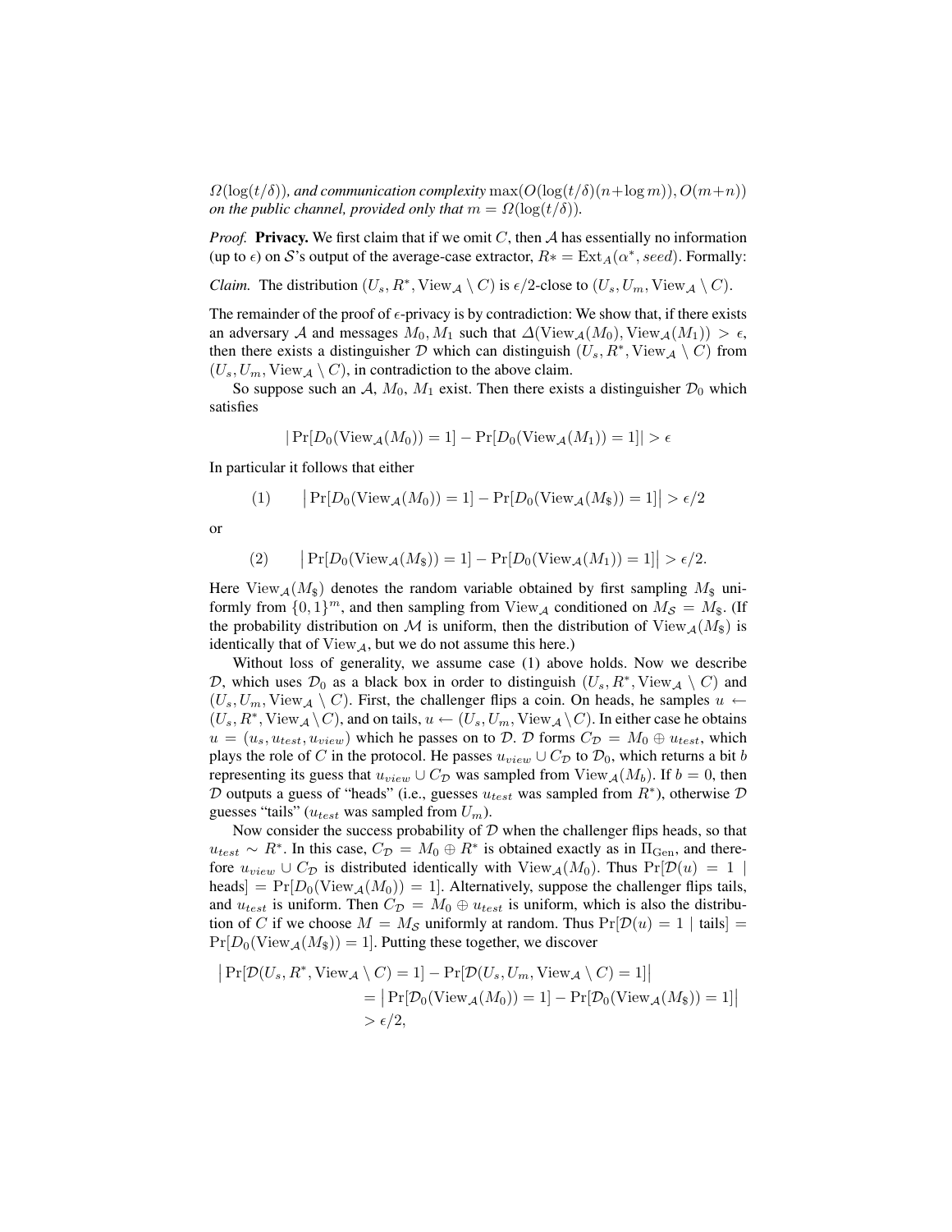$\Omega(\log(t/\delta))$*, and communication complexity* $\max(O(\log(t/\delta)(n+\log m)), O(m+n))$ *on the public channel, provided only that* $m = \Omega(\log(t/\delta))$*.*

*Proof.* **Privacy.** We first claim that if we omit $C$, then $\mathcal{A}$ has essentially no information (up to $\epsilon$) on $\mathcal{S}$'s output of the average-case extractor, $R* = \text{Ext}_A(\alpha^*, seed)$. Formally:

*Claim.* The distribution $(U_s, R^*, \text{View}_\mathcal{A} \setminus C)$ is $\epsilon/2$-close to $(U_s, U_m, \text{View}_\mathcal{A} \setminus C)$.

The remainder of the proof of $\epsilon$-privacy is by contradiction: We show that, if there exists an adversary $\mathcal{A}$ and messages $M_0, M_1$ such that $\Delta(\text{View}_\mathcal{A}(M_0), \text{View}_\mathcal{A}(M_1)) > \epsilon$, then there exists a distinguisher $\mathcal{D}$ which can distinguish $(U_s, R^*, \text{View}_\mathcal{A} \setminus C)$ from $(U_s, U_m, \text{View}_\mathcal{A} \setminus C)$, in contradiction to the above claim.

So suppose such an $\mathcal{A}$, $M_0$, $M_1$ exist. Then there exists a distinguisher $\mathcal{D}_0$ which satisfies

$$|\Pr[D_0(\text{View}_\mathcal{A}(M_0)) = 1] - \Pr[D_0(\text{View}_\mathcal{A}(M_1)) = 1]| > \epsilon$$

In particular it follows that either

$$(1) \qquad \left|\Pr[D_0(\text{View}_\mathcal{A}(M_0)) = 1] - \Pr[D_0(\text{View}_\mathcal{A}(M_\$)) = 1]\right| > \epsilon/2$$

or

$$(2) \qquad \left|\Pr[D_0(\text{View}_\mathcal{A}(M_\$)) = 1] - \Pr[D_0(\text{View}_\mathcal{A}(M_1)) = 1]\right| > \epsilon/2.$$

Here $\text{View}_\mathcal{A}(M_\$)$ denotes the random variable obtained by first sampling $M_\$$ uniformly from $\{0,1\}^m$, and then sampling from $\text{View}_\mathcal{A}$ conditioned on $M_\mathcal{S} = M_\$$. (If the probability distribution on $\mathcal{M}$ is uniform, then the distribution of $\text{View}_\mathcal{A}(M_\$)$ is identically that of $\text{View}_\mathcal{A}$, but we do not assume this here.)

Without loss of generality, we assume case (1) above holds. Now we describe $\mathcal{D}$, which uses $\mathcal{D}_0$ as a black box in order to distinguish $(U_s, R^*, \text{View}_\mathcal{A} \setminus C)$ and $(U_s, U_m, \text{View}_\mathcal{A} \setminus C)$. First, the challenger flips a coin. On heads, he samples $u \leftarrow (U_s, R^*, \text{View}_\mathcal{A} \setminus C)$, and on tails, $u \leftarrow (U_s, U_m, \text{View}_\mathcal{A} \setminus C)$. In either case he obtains $u = (u_s, u_{test}, u_{view})$ which he passes on to $\mathcal{D}$. $\mathcal{D}$ forms $C_\mathcal{D} = M_0 \oplus u_{test}$, which plays the role of $C$ in the protocol. He passes $u_{view} \cup C_\mathcal{D}$ to $\mathcal{D}_0$, which returns a bit $b$ representing its guess that $u_{view} \cup C_\mathcal{D}$ was sampled from $\text{View}_\mathcal{A}(M_b)$. If $b = 0$, then $\mathcal{D}$ outputs a guess of "heads" (i.e., guesses $u_{test}$ was sampled from $R^*$), otherwise $\mathcal{D}$ guesses "tails" ($u_{test}$ was sampled from $U_m$).

Now consider the success probability of $\mathcal{D}$ when the challenger flips heads, so that $u_{test} \sim R^*$. In this case, $C_\mathcal{D} = M_0 \oplus R^*$ is obtained exactly as in $\Pi_{\text{Gen}}$, and therefore $u_{view} \cup C_\mathcal{D}$ is distributed identically with $\text{View}_\mathcal{A}(M_0)$. Thus $\Pr[\mathcal{D}(u) = 1 \mid \text{heads}] = \Pr[D_0(\text{View}_\mathcal{A}(M_0)) = 1]$. Alternatively, suppose the challenger flips tails, and $u_{test}$ is uniform. Then $C_\mathcal{D} = M_0 \oplus u_{test}$ is uniform, which is also the distribution of $C$ if we choose $M = M_\mathcal{S}$ uniformly at random. Thus $\Pr[\mathcal{D}(u) = 1 \mid \text{tails}] = \Pr[D_0(\text{View}_\mathcal{A}(M_\$)) = 1]$. Putting these together, we discover

$$\begin{aligned}
\left|\Pr[\mathcal{D}(U_s, R^*, \text{View}_\mathcal{A} \setminus C) = 1] - \Pr[\mathcal{D}(U_s, U_m, \text{View}_\mathcal{A} \setminus C) = 1]\right| \\
= \left|\Pr[\mathcal{D}_0(\text{View}_\mathcal{A}(M_0)) = 1] - \Pr[\mathcal{D}_0(\text{View}_\mathcal{A}(M_\$)) = 1]\right| \\
> \epsilon/2,
\end{aligned}$$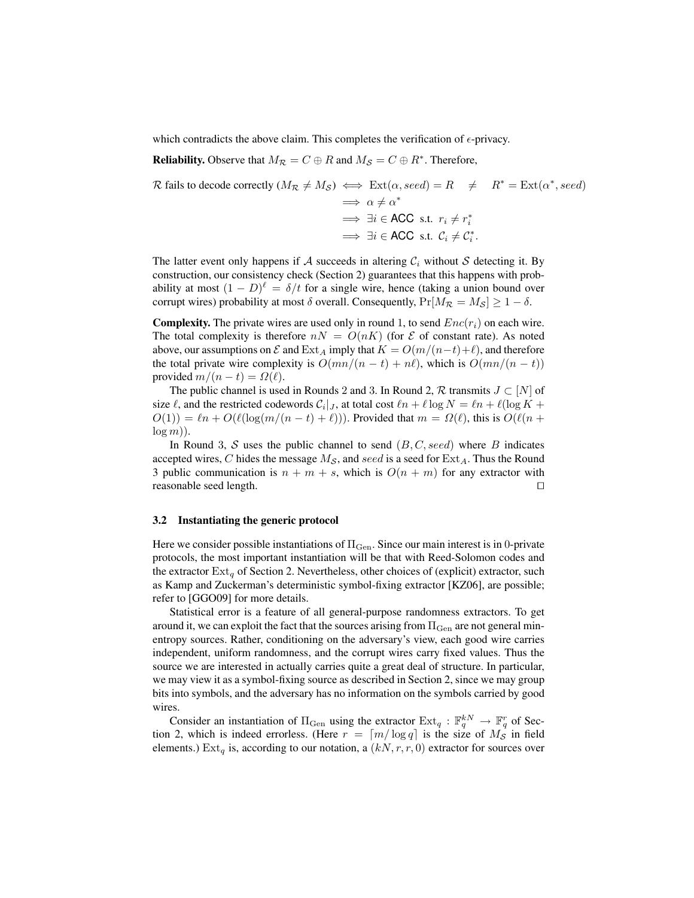which contradicts the above claim. This completes the verification of $\epsilon$-privacy.

**Reliability.** Observe that $M_{\mathcal{R}} = C \oplus R$ and $M_{\mathcal{S}} = C \oplus R^*$. Therefore,

$$\begin{aligned}
\mathcal{R} \text{ fails to decode correctly } (M_{\mathcal{R}} \neq M_{\mathcal{S}}) &\iff \mathrm{Ext}(\alpha, seed) = R \quad \neq \quad R^* = \mathrm{Ext}(\alpha^*, seed) \\
&\implies \alpha \neq \alpha^* \\
&\implies \exists i \in \mathsf{ACC} \text{ s.t. } r_i \neq r_i^* \\
&\implies \exists i \in \mathsf{ACC} \text{ s.t. } \mathcal{C}_i \neq \mathcal{C}_i^*.
\end{aligned}$$

The latter event only happens if $\mathcal{A}$ succeeds in altering $\mathcal{C}_i$ without $\mathcal{S}$ detecting it. By construction, our consistency check (Section 2) guarantees that this happens with probability at most $(1-D)^\ell = \delta/t$ for a single wire, hence (taking a union bound over corrupt wires) probability at most $\delta$ overall. Consequently, $\Pr[M_{\mathcal{R}} = M_{\mathcal{S}}] \geq 1 - \delta$.

**Complexity.** The private wires are used only in round 1, to send $Enc(r_i)$ on each wire. The total complexity is therefore $nN = O(nK)$ (for $\mathcal{E}$ of constant rate). As noted above, our assumptions on $\mathcal{E}$ and $\mathrm{Ext}_A$ imply that $K = O(m/(n-t)+\ell)$, and therefore the total private wire complexity is $O(mn/(n-t) + n\ell)$, which is $O(mn/(n-t))$ provided $m/(n-t) = \Omega(\ell)$.

The public channel is used in Rounds 2 and 3. In Round 2, $\mathcal{R}$ transmits $J \subset [N]$ of size $\ell$, and the restricted codewords $\mathcal{C}_i|_J$, at total cost $\ell n + \ell \log N = \ell n + \ell(\log K + O(1)) = \ell n + O(\ell(\log(m/(n-t) + \ell)))$. Provided that $m = \Omega(\ell)$, this is $O(\ell(n + \log m))$.

In Round 3, $\mathcal{S}$ uses the public channel to send $(B, C, seed)$ where $B$ indicates accepted wires, $C$ hides the message $M_{\mathcal{S}}$, and $seed$ is a seed for $\mathrm{Ext}_A$. Thus the Round 3 public communication is $n + m + s$, which is $O(n+m)$ for any extractor with reasonable seed length. $\square$

### 3.2 Instantiating the generic protocol

Here we consider possible instantiations of $\Pi_{\mathrm{Gen}}$. Since our main interest is in 0-private protocols, the most important instantiation will be that with Reed-Solomon codes and the extractor $\mathrm{Ext}_q$ of Section 2. Nevertheless, other choices of (explicit) extractor, such as Kamp and Zuckerman's deterministic symbol-fixing extractor [KZ06], are possible; refer to [GGO09] for more details.

Statistical error is a feature of all general-purpose randomness extractors. To get around it, we can exploit the fact that the sources arising from $\Pi_{\mathrm{Gen}}$ are not general min-entropy sources. Rather, conditioning on the adversary's view, each good wire carries independent, uniform randomness, and the corrupt wires carry fixed values. Thus the source we are interested in actually carries quite a great deal of structure. In particular, we may view it as a symbol-fixing source as described in Section 2, since we may group bits into symbols, and the adversary has no information on the symbols carried by good wires.

Consider an instantiation of $\Pi_{\mathrm{Gen}}$ using the extractor $\mathrm{Ext}_q : \mathbb{F}_q^{kN} \to \mathbb{F}_q^r$ of Section 2, which is indeed errorless. (Here $r = \lceil m/\log q \rceil$ is the size of $M_{\mathcal{S}}$ in field elements.) $\mathrm{Ext}_q$ is, according to our notation, a $(kN, r, r, 0)$ extractor for sources over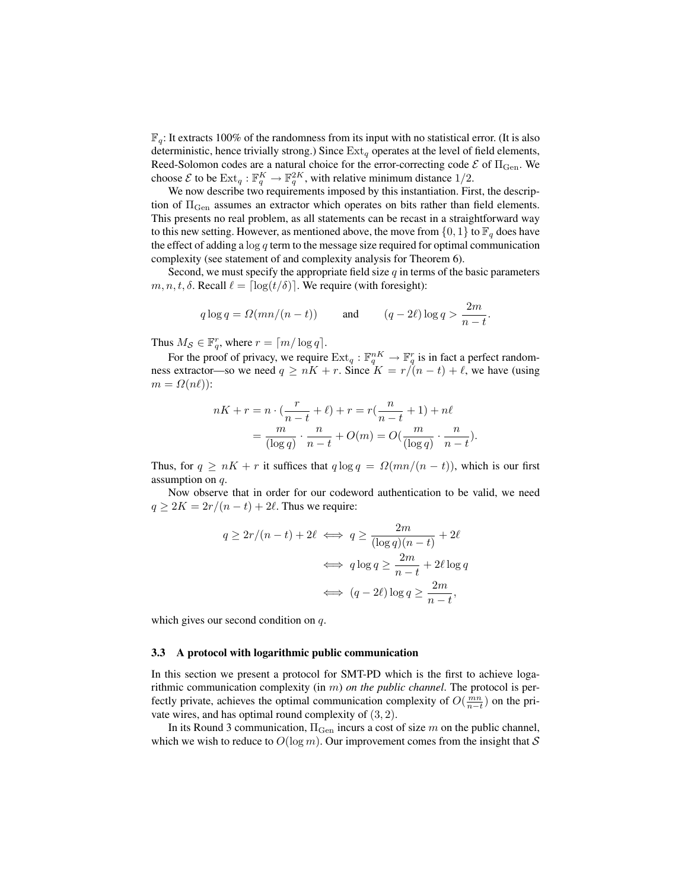$\mathbb{F}_q$: It extracts 100% of the randomness from its input with no statistical error. (It is also deterministic, hence trivially strong.) Since $\mathrm{Ext}_q$ operates at the level of field elements, Reed-Solomon codes are a natural choice for the error-correcting code $\mathcal{E}$ of $\Pi_{\mathrm{Gen}}$. We choose $\mathcal{E}$ to be $\mathrm{Ext}_q : \mathbb{F}_q^K \rightarrow \mathbb{F}_q^{2K}$, with relative minimum distance $1/2$.

We now describe two requirements imposed by this instantiation. First, the description of $\Pi_{\mathrm{Gen}}$ assumes an extractor which operates on bits rather than field elements. This presents no real problem, as all statements can be recast in a straightforward way to this new setting. However, as mentioned above, the move from $\{0,1\}$ to $\mathbb{F}_q$ does have the effect of adding a $\log q$ term to the message size required for optimal communication complexity (see statement of and complexity analysis for Theorem 6).

Second, we must specify the appropriate field size $q$ in terms of the basic parameters $m, n, t, \delta$. Recall $\ell = \lceil \log(t/\delta) \rceil$. We require (with foresight):

$$q \log q = \Omega(mn/(n-t)) \qquad \text{and} \qquad (q - 2\ell)\log q > \frac{2m}{n-t}.$$

Thus $M_{\mathcal{S}} \in \mathbb{F}_q^r$, where $r = \lceil m/\log q \rceil$.

For the proof of privacy, we require $\mathrm{Ext}_q : \mathbb{F}_q^{nK} \rightarrow \mathbb{F}_q^r$ is in fact a perfect randomness extractor—so we need $q \geq nK + r$. Since $K = r/(n-t) + \ell$, we have (using $m = \Omega(n\ell)$):

$$\begin{aligned} nK + r &= n \cdot \left(\frac{r}{n-t} + \ell\right) + r = r\left(\frac{n}{n-t} + 1\right) + n\ell \\ &= \frac{m}{(\log q)} \cdot \frac{n}{n-t} + O(m) = O\left(\frac{m}{(\log q)} \cdot \frac{n}{n-t}\right). \end{aligned}$$

Thus, for $q \geq nK + r$ it suffices that $q \log q = \Omega(mn/(n-t))$, which is our first assumption on $q$.

Now observe that in order for our codeword authentication to be valid, we need $q \geq 2K = 2r/(n-t) + 2\ell$. Thus we require:

$$\begin{aligned} q \geq 2r/(n-t) + 2\ell &\iff q \geq \frac{2m}{(\log q)(n-t)} + 2\ell \\ &\iff q \log q \geq \frac{2m}{n-t} + 2\ell \log q \\ &\iff (q - 2\ell)\log q \geq \frac{2m}{n-t}, \end{aligned}$$

which gives our second condition on $q$.

### 3.3 A protocol with logarithmic public communication

In this section we present a protocol for SMT-PD which is the first to achieve logarithmic communication complexity (in $m$) *on the public channel*. The protocol is perfectly private, achieves the optimal communication complexity of $O(\frac{mn}{n-t})$ on the private wires, and has optimal round complexity of $(3, 2)$.

In its Round 3 communication, $\Pi_{\mathrm{Gen}}$ incurs a cost of size $m$ on the public channel, which we wish to reduce to $O(\log m)$. Our improvement comes from the insight that $\mathcal{S}$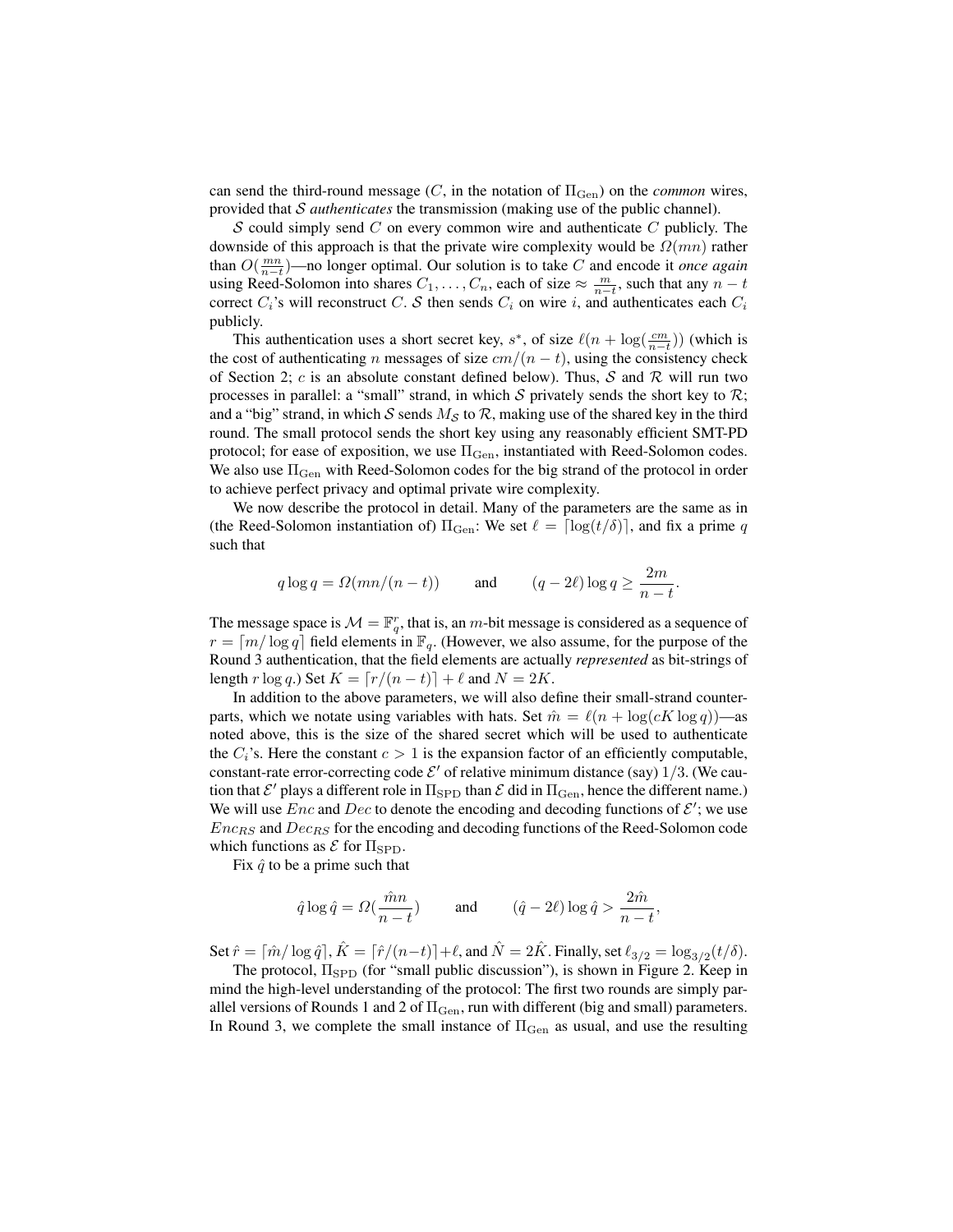can send the third-round message ($C$, in the notation of $\Pi_{\mathrm{Gen}}$) on the *common* wires, provided that $\mathcal{S}$ *authenticates* the transmission (making use of the public channel).

$\mathcal{S}$ could simply send $C$ on every common wire and authenticate $C$ publicly. The downside of this approach is that the private wire complexity would be $\Omega(mn)$ rather than $O(\frac{mn}{n-t})$—no longer optimal. Our solution is to take $C$ and encode it *once again* using Reed-Solomon into shares $C_1, \ldots, C_n$, each of size $\approx \frac{m}{n-t}$, such that any $n-t$ correct $C_i$'s will reconstruct $C$. $\mathcal{S}$ then sends $C_i$ on wire $i$, and authenticates each $C_i$ publicly.

This authentication uses a short secret key, $s^*$, of size $\ell(n + \log(\frac{cm}{n-t}))$ (which is the cost of authenticating $n$ messages of size $cm/(n-t)$, using the consistency check of Section 2; $c$ is an absolute constant defined below). Thus, $\mathcal{S}$ and $\mathcal{R}$ will run two processes in parallel: a "small" strand, in which $\mathcal{S}$ privately sends the short key to $\mathcal{R}$; and a "big" strand, in which $\mathcal{S}$ sends $M_{\mathcal{S}}$ to $\mathcal{R}$, making use of the shared key in the third round. The small protocol sends the short key using any reasonably efficient SMT-PD protocol; for ease of exposition, we use $\Pi_{\mathrm{Gen}}$, instantiated with Reed-Solomon codes. We also use $\Pi_{\mathrm{Gen}}$ with Reed-Solomon codes for the big strand of the protocol in order to achieve perfect privacy and optimal private wire complexity.

We now describe the protocol in detail. Many of the parameters are the same as in (the Reed-Solomon instantiation of) $\Pi_{\mathrm{Gen}}$: We set $\ell = \lceil \log(t/\delta) \rceil$, and fix a prime $q$ such that

$$q \log q = \Omega(mn/(n-t)) \qquad \text{and} \qquad (q - 2\ell)\log q \geq \frac{2m}{n-t}.$$

The message space is $\mathcal{M} = \mathbb{F}_q^r$, that is, an $m$-bit message is considered as a sequence of $r = \lceil m/\log q \rceil$ field elements in $\mathbb{F}_q$. (However, we also assume, for the purpose of the Round 3 authentication, that the field elements are actually *represented* as bit-strings of length $r \log q$.) Set $K = \lceil r/(n-t) \rceil + \ell$ and $N = 2K$.

In addition to the above parameters, we will also define their small-strand counterparts, which we notate using variables with hats. Set $\hat{m} = \ell(n + \log(cK \log q))$—as noted above, this is the size of the shared secret which will be used to authenticate the $C_i$'s. Here the constant $c > 1$ is the expansion factor of an efficiently computable, constant-rate error-correcting code $\mathcal{E}'$ of relative minimum distance (say) $1/3$. (We caution that $\mathcal{E}'$ plays a different role in $\Pi_{\mathrm{SPD}}$ than $\mathcal{E}$ did in $\Pi_{\mathrm{Gen}}$, hence the different name.) We will use $Enc$ and $Dec$ to denote the encoding and decoding functions of $\mathcal{E}'$; we use $Enc_{RS}$ and $Dec_{RS}$ for the encoding and decoding functions of the Reed-Solomon code which functions as $\mathcal{E}$ for $\Pi_{\mathrm{SPD}}$.

Fix $\hat{q}$ to be a prime such that

$$\hat{q} \log \hat{q} = \Omega(\frac{\hat{m}n}{n-t}) \qquad \text{and} \qquad (\hat{q} - 2\ell)\log \hat{q} > \frac{2\hat{m}}{n-t},$$

Set $\hat{r} = \lceil \hat{m}/\log \hat{q} \rceil$, $\hat{K} = \lceil \hat{r}/(n-t) \rceil + \ell$, and $\hat{N} = 2\hat{K}$. Finally, set $\ell_{3/2} = \log_{3/2}(t/\delta)$.

The protocol, $\Pi_{\mathrm{SPD}}$ (for "small public discussion"), is shown in Figure 2. Keep in mind the high-level understanding of the protocol: The first two rounds are simply parallel versions of Rounds 1 and 2 of $\Pi_{\mathrm{Gen}}$, run with different (big and small) parameters. In Round 3, we complete the small instance of $\Pi_{\mathrm{Gen}}$ as usual, and use the resulting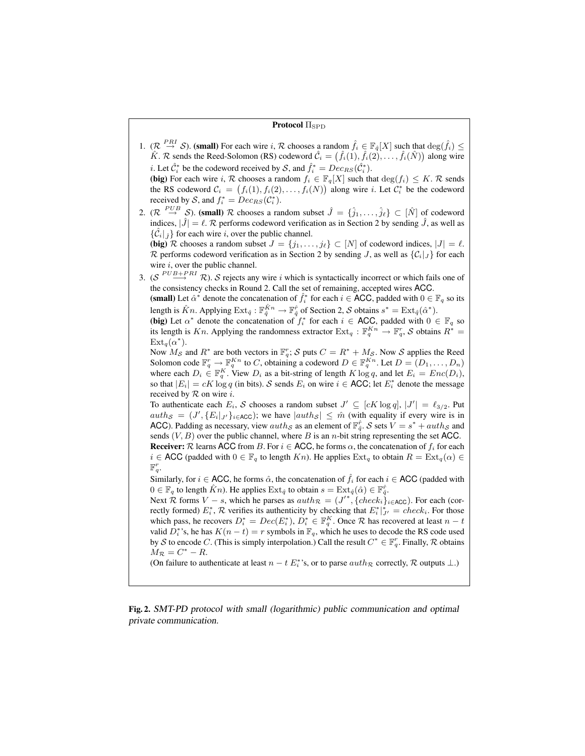**Protocol $\Pi_{\mathrm{SPD}}$**

1. ($\mathcal{R} \overset{PRI}{\rightarrow} \mathcal{S}$). **(small)** For each wire $i$, $\mathcal{R}$ chooses a random $\hat{f}_i \in \mathbb{F}_{\hat{q}}[X]$ such that $\deg(\hat{f}_i) \leq \hat{K}$. $\mathcal{R}$ sends the Reed-Solomon (RS) codeword $\hat{\mathcal{C}}_i = \big(\hat{f}_i(1), \hat{f}_i(2), \ldots, \hat{f}_i(\hat{N})\big)$ along wire $i$. Let $\hat{\mathcal{C}}_i^*$ be the codeword received by $\mathcal{S}$, and $\hat{f}_i^* = Dec_{RS}(\hat{\mathcal{C}}_i^*)$.
   **(big)** For each wire $i$, $\mathcal{R}$ chooses a random $f_i \in \mathbb{F}_q[X]$ such that $\deg(f_i) \leq K$. $\mathcal{R}$ sends the RS codeword $\mathcal{C}_i = \big(f_i(1), f_i(2), \ldots, f_i(N)\big)$ along wire $i$. Let $\mathcal{C}_i^*$ be the codeword received by $\mathcal{S}$, and $f_i^* = Dec_{RS}(\mathcal{C}_i^*)$.
2. ($\mathcal{R} \overset{PUB}{\rightarrow} \mathcal{S}$). **(small)** $\mathcal{R}$ chooses a random subset $\hat{J} = \{\hat{j}_1, \ldots, \hat{j}_\ell\} \subset [\hat{N}]$ of codeword indices, $|\hat{J}| = \ell$. $\mathcal{R}$ performs codeword verification as in Section 2 by sending $\hat{J}$, as well as $\{\hat{\mathcal{C}}_i|_{\hat{J}}\}$ for each wire $i$, over the public channel.
   **(big)** $\mathcal{R}$ chooses a random subset $J = \{j_1, \ldots, j_\ell\} \subset [N]$ of codeword indices, $|J| = \ell$. $\mathcal{R}$ performs codeword verification as in Section 2 by sending $J$, as well as $\{\mathcal{C}_i|_J\}$ for each wire $i$, over the public channel.
3. ($\mathcal{S} \overset{PUB+PRI}{\longrightarrow} \mathcal{R}$). $\mathcal{S}$ rejects any wire $i$ which is syntactically incorrect or which fails one of the consistency checks in Round 2. Call the set of remaining, accepted wires $\mathsf{ACC}$.
   **(small)** Let $\hat{\alpha}^*$ denote the concatenation of $\hat{f}_i^*$ for each $i \in \mathsf{ACC}$, padded with $0 \in \mathbb{F}_q$ so its length is $\hat{K}n$. Applying $\mathrm{Ext}_{\hat{q}} : \mathbb{F}_{\hat{q}}^{\hat{K}n} \rightarrow \mathbb{F}_{\hat{q}}^{\hat{r}}$ of Section 2, $\mathcal{S}$ obtains $s^* = \mathrm{Ext}_{\hat{q}}(\hat{\alpha}^*)$.
   **(big)** Let $\alpha^*$ denote the concatenation of $f_i^*$ for each $i \in \mathsf{ACC}$, padded with $0 \in \mathbb{F}_q$ so its length is $Kn$. Applying the randomness extractor $\mathrm{Ext}_q : \mathbb{F}_q^{Kn} \rightarrow \mathbb{F}_q^r$, $\mathcal{S}$ obtains $R^* = \mathrm{Ext}_q(\alpha^*)$.
   Now $M_{\mathcal{S}}$ and $R^*$ are both vectors in $\mathbb{F}_q^r$; $\mathcal{S}$ puts $C = R^* + M_{\mathcal{S}}$. Now $\mathcal{S}$ applies the Reed Solomon code $\mathbb{F}_q^r \rightarrow \mathbb{F}_q^{Kn}$ to $C$, obtaining a codeword $D \in \mathbb{F}_q^{Kn}$. Let $D = (D_1, \ldots, D_n)$ where each $D_i \in \mathbb{F}_q^K$. View $D_i$ as a bit-string of length $K \log q$, and let $E_i = Enc(D_i)$, so that $|E_i| = cK \log q$ (in bits). $\mathcal{S}$ sends $E_i$ on wire $i \in \mathsf{ACC}$; let $E_i^*$ denote the message received by $\mathcal{R}$ on wire $i$.
   To authenticate each $E_i$, $\mathcal{S}$ chooses a random subset $J' \subseteq [cK \log q]$, $|J'| = \ell_{3/2}$. Put $auth_{\mathcal{S}} = (J', \{E_i|_{J'}\}_{i \in \mathsf{ACC}})$; we have $|auth_{\mathcal{S}}| \leq \hat{m}$ (with equality if every wire is in $\mathsf{ACC}$). Padding as necessary, view $auth_{\mathcal{S}}$ as an element of $\mathbb{F}_{\hat{q}}^{\hat{r}}$. $\mathcal{S}$ sets $V = s^* + auth_{\mathcal{S}}$ and sends $(V, B)$ over the public channel, where $B$ is an $n$-bit string representing the set $\mathsf{ACC}$.
   **Receiver:** $\mathcal{R}$ learns $\mathsf{ACC}$ from $B$. For $i \in \mathsf{ACC}$, he forms $\alpha$, the concatenation of $f_i$ for each $i \in \mathsf{ACC}$ (padded with $0 \in \mathbb{F}_q$ to length $Kn$). He applies $\mathrm{Ext}_q$ to obtain $R = \mathrm{Ext}_q(\alpha) \in \mathbb{F}_q^r$.
   Similarly, for $i \in \mathsf{ACC}$, he forms $\hat{\alpha}$, the concatenation of $\hat{f}_i$ for each $i \in \mathsf{ACC}$ (padded with $0 \in \mathbb{F}_q$ to length $\hat{K}n$). He applies $\mathrm{Ext}_{\hat{q}}$ to obtain $s = \mathrm{Ext}_{\hat{q}}(\hat{\alpha}) \in \mathbb{F}_{\hat{q}}^{\hat{r}}$.
   Next $\mathcal{R}$ forms $V - s$, which he parses as $auth_{\mathcal{R}} = (J'^*, \{check_i\}_{i \in \mathsf{ACC}})$. For each (correctly formed) $E_i^*$, $\mathcal{R}$ verifies its authenticity by checking that $E_i^*|_{J'}^* = check_i$. For those which pass, he recovers $D_i^* = Dec(E_i^*)$, $D_i^* \in \mathbb{F}_q^K$. Once $\mathcal{R}$ has recovered at least $n - t$ valid $D_i^*$'s, he has $K(n - t) = r$ symbols in $\mathbb{F}_q$, which he uses to decode the RS code used by $\mathcal{S}$ to encode $C$. (This is simply interpolation.) Call the result $C^* \in \mathbb{F}_q^r$. Finally, $\mathcal{R}$ obtains $M_{\mathcal{R}} = C^* - R$.
   (On failure to authenticate at least $n - t$ $E_i^*$'s, or to parse $auth_{\mathcal{R}}$ correctly, $\mathcal{R}$ outputs $\perp$.)

**Fig. 2.** *SMT-PD protocol with small (logarithmic) public communication and optimal private communication.*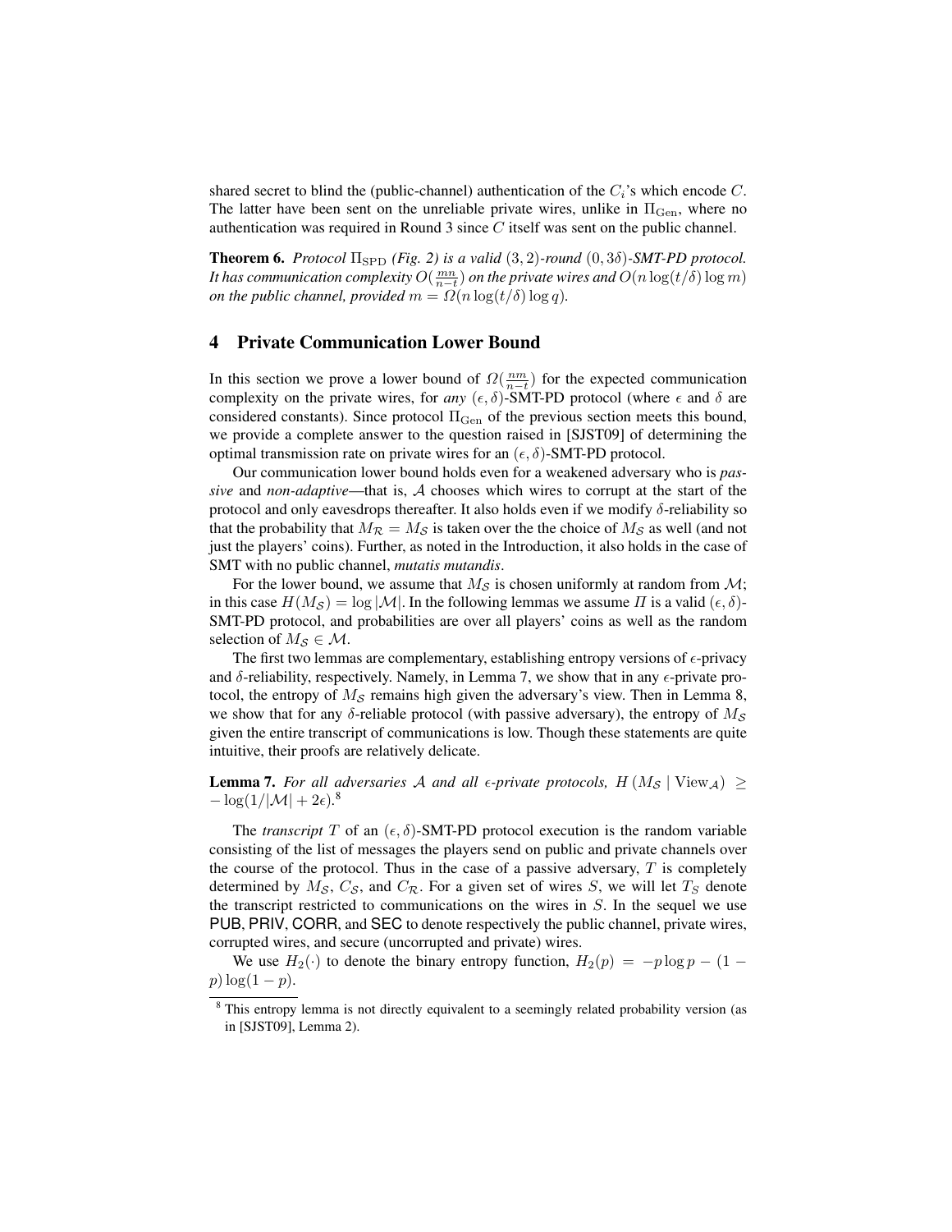shared secret to blind the (public-channel) authentication of the $C_i$'s which encode $C$. The latter have been sent on the unreliable private wires, unlike in $\Pi_{\mathrm{Gen}}$, where no authentication was required in Round 3 since $C$ itself was sent on the public channel.

**Theorem 6.** *Protocol $\Pi_{\mathrm{SPD}}$ (Fig. 2) is a valid $(3,2)$-round $(0,3\delta)$-SMT-PD protocol. It has communication complexity $O(\frac{mn}{n-t})$ on the private wires and $O(n\log(t/\delta)\log m)$ on the public channel, provided $m = \Omega(n\log(t/\delta)\log q)$.*

## 4 Private Communication Lower Bound

In this section we prove a lower bound of $\Omega(\frac{nm}{n-t})$ for the expected communication complexity on the private wires, for *any* $(\epsilon,\delta)$-SMT-PD protocol (where $\epsilon$ and $\delta$ are considered constants). Since protocol $\Pi_{\mathrm{Gen}}$ of the previous section meets this bound, we provide a complete answer to the question raised in [SJST09] of determining the optimal transmission rate on private wires for an $(\epsilon,\delta)$-SMT-PD protocol.

Our communication lower bound holds even for a weakened adversary who is *passive* and *non-adaptive*—that is, $\mathcal{A}$ chooses which wires to corrupt at the start of the protocol and only eavesdrops thereafter. It also holds even if we modify $\delta$-reliability so that the probability that $M_{\mathcal{R}} = M_{\mathcal{S}}$ is taken over the the choice of $M_{\mathcal{S}}$ as well (and not just the players' coins). Further, as noted in the Introduction, it also holds in the case of SMT with no public channel, *mutatis mutandis*.

For the lower bound, we assume that $M_{\mathcal{S}}$ is chosen uniformly at random from $\mathcal{M}$; in this case $H(M_{\mathcal{S}}) = \log|\mathcal{M}|$. In the following lemmas we assume $\Pi$ is a valid $(\epsilon,\delta)$-SMT-PD protocol, and probabilities are over all players' coins as well as the random selection of $M_{\mathcal{S}} \in \mathcal{M}$.

The first two lemmas are complementary, establishing entropy versions of $\epsilon$-privacy and $\delta$-reliability, respectively. Namely, in Lemma 7, we show that in any $\epsilon$-private protocol, the entropy of $M_{\mathcal{S}}$ remains high given the adversary's view. Then in Lemma 8, we show that for any $\delta$-reliable protocol (with passive adversary), the entropy of $M_{\mathcal{S}}$ given the entire transcript of communications is low. Though these statements are quite intuitive, their proofs are relatively delicate.

**Lemma 7.** *For all adversaries $\mathcal{A}$ and all $\epsilon$-private protocols, $H(M_{\mathcal{S}} \mid \mathrm{View}_{\mathcal{A}}) \geq -\log(1/|\mathcal{M}| + 2\epsilon)$.*[8]

The *transcript* $T$ of an $(\epsilon,\delta)$-SMT-PD protocol execution is the random variable consisting of the list of messages the players send on public and private channels over the course of the protocol. Thus in the case of a passive adversary, $T$ is completely determined by $M_{\mathcal{S}}$, $C_{\mathcal{S}}$, and $C_{\mathcal{R}}$. For a given set of wires $S$, we will let $T_S$ denote the transcript restricted to communications on the wires in $S$. In the sequel we use PUB, PRIV, CORR, and SEC to denote respectively the public channel, private wires, corrupted wires, and secure (uncorrupted and private) wires.

We use $H_2(\cdot)$ to denote the binary entropy function, $H_2(p) = -p\log p - (1-p)\log(1-p)$.

[8] This entropy lemma is not directly equivalent to a seemingly related probability version (as in [SJST09], Lemma 2).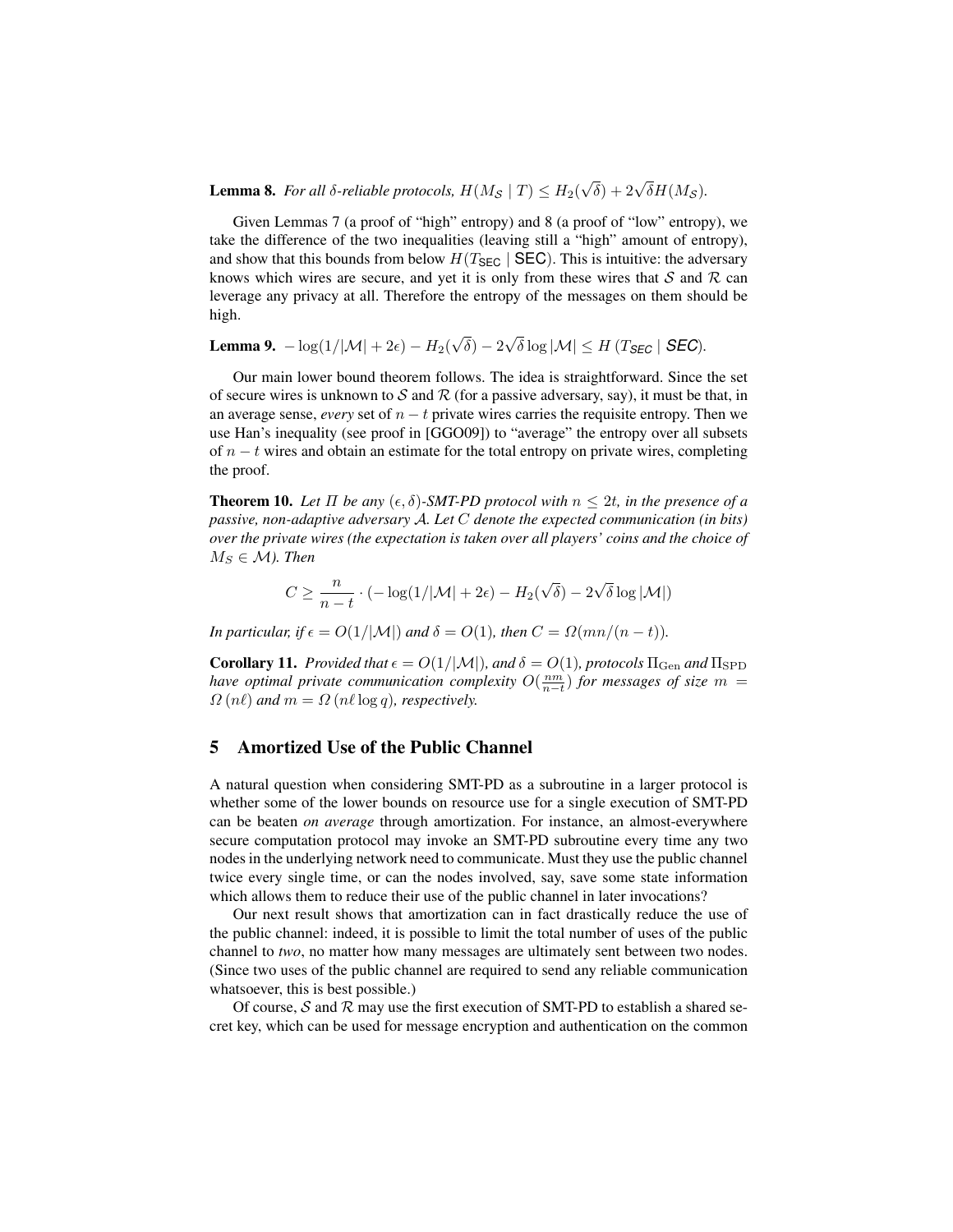**Lemma 8.** *For all $\delta$-reliable protocols, $H(M_{\mathcal{S}} \mid T) \leq H_2(\sqrt{\delta}) + 2\sqrt{\delta}H(M_{\mathcal{S}})$.*

Given Lemmas 7 (a proof of "high" entropy) and 8 (a proof of "low" entropy), we take the difference of the two inequalities (leaving still a "high" amount of entropy), and show that this bounds from below $H(T_{\mathsf{SEC}} \mid \mathsf{SEC})$. This is intuitive: the adversary knows which wires are secure, and yet it is only from these wires that $\mathcal{S}$ and $\mathcal{R}$ can leverage any privacy at all. Therefore the entropy of the messages on them should be high.

**Lemma 9.** $-\log(1/|\mathcal{M}| + 2\epsilon) - H_2(\sqrt{\delta}) - 2\sqrt{\delta}\log|\mathcal{M}| \leq H\left(T_{\mathsf{SEC}} \mid \mathsf{SEC}\right)$.

Our main lower bound theorem follows. The idea is straightforward. Since the set of secure wires is unknown to $\mathcal{S}$ and $\mathcal{R}$ (for a passive adversary, say), it must be that, in an average sense, *every* set of $n-t$ private wires carries the requisite entropy. Then we use Han's inequality (see proof in [GGO09]) to "average" the entropy over all subsets of $n-t$ wires and obtain an estimate for the total entropy on private wires, completing the proof.

**Theorem 10.** *Let $\Pi$ be any $(\epsilon, \delta)$-SMT-PD protocol with $n \leq 2t$, in the presence of a passive, non-adaptive adversary $\mathcal{A}$. Let $C$ denote the expected communication (in bits) over the private wires (the expectation is taken over all players' coins and the choice of $M_S \in \mathcal{M}$). Then*

$$C \geq \frac{n}{n-t} \cdot \left(-\log(1/|\mathcal{M}| + 2\epsilon) - H_2(\sqrt{\delta}) - 2\sqrt{\delta}\log|\mathcal{M}|\right)$$

*In particular, if $\epsilon = O(1/|\mathcal{M}|)$ and $\delta = O(1)$, then $C = \Omega(mn/(n-t))$.*

**Corollary 11.** *Provided that $\epsilon = O(1/|\mathcal{M}|)$, and $\delta = O(1)$, protocols $\Pi_{\mathrm{Gen}}$ and $\Pi_{\mathrm{SPD}}$ have optimal private communication complexity $O(\frac{nm}{n-t})$ for messages of size $m = \Omega(n\ell)$ and $m = \Omega(n\ell\log q)$, respectively.*

## 5 Amortized Use of the Public Channel

A natural question when considering SMT-PD as a subroutine in a larger protocol is whether some of the lower bounds on resource use for a single execution of SMT-PD can be beaten *on average* through amortization. For instance, an almost-everywhere secure computation protocol may invoke an SMT-PD subroutine every time any two nodes in the underlying network need to communicate. Must they use the public channel twice every single time, or can the nodes involved, say, save some state information which allows them to reduce their use of the public channel in later invocations?

Our next result shows that amortization can in fact drastically reduce the use of the public channel: indeed, it is possible to limit the total number of uses of the public channel to *two*, no matter how many messages are ultimately sent between two nodes. (Since two uses of the public channel are required to send any reliable communication whatsoever, this is best possible.)

Of course, $\mathcal{S}$ and $\mathcal{R}$ may use the first execution of SMT-PD to establish a shared secret key, which can be used for message encryption and authentication on the common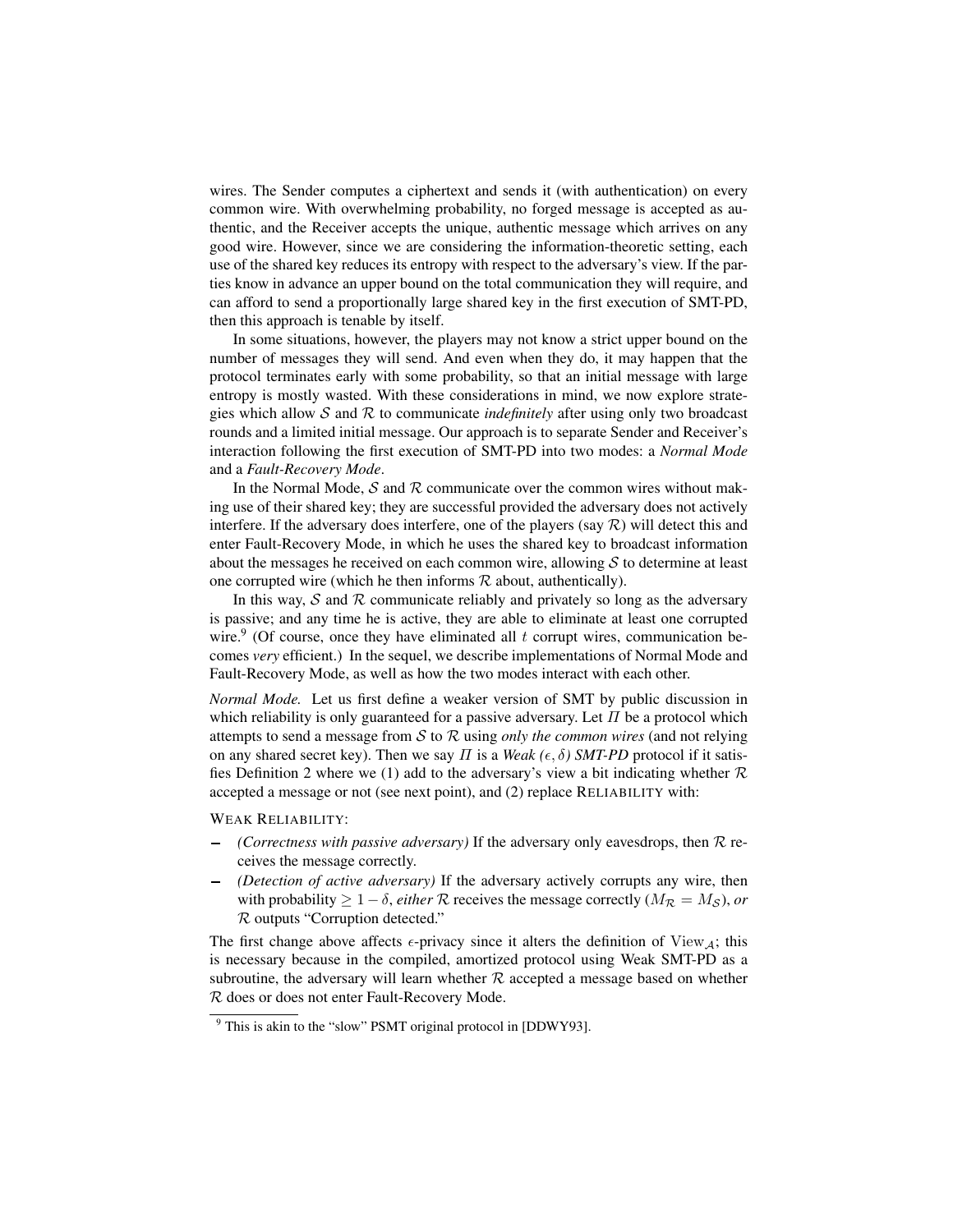wires. The Sender computes a ciphertext and sends it (with authentication) on every common wire. With overwhelming probability, no forged message is accepted as authentic, and the Receiver accepts the unique, authentic message which arrives on any good wire. However, since we are considering the information-theoretic setting, each use of the shared key reduces its entropy with respect to the adversary's view. If the parties know in advance an upper bound on the total communication they will require, and can afford to send a proportionally large shared key in the first execution of SMT-PD, then this approach is tenable by itself.

In some situations, however, the players may not know a strict upper bound on the number of messages they will send. And even when they do, it may happen that the protocol terminates early with some probability, so that an initial message with large entropy is mostly wasted. With these considerations in mind, we now explore strategies which allow $\mathcal{S}$ and $\mathcal{R}$ to communicate *indefinitely* after using only two broadcast rounds and a limited initial message. Our approach is to separate Sender and Receiver's interaction following the first execution of SMT-PD into two modes: a *Normal Mode* and a *Fault-Recovery Mode*.

In the Normal Mode, $\mathcal{S}$ and $\mathcal{R}$ communicate over the common wires without making use of their shared key; they are successful provided the adversary does not actively interfere. If the adversary does interfere, one of the players (say $\mathcal{R}$) will detect this and enter Fault-Recovery Mode, in which he uses the shared key to broadcast information about the messages he received on each common wire, allowing $\mathcal{S}$ to determine at least one corrupted wire (which he then informs $\mathcal{R}$ about, authentically).

In this way, $\mathcal{S}$ and $\mathcal{R}$ communicate reliably and privately so long as the adversary is passive; and any time he is active, they are able to eliminate at least one corrupted wire.[9] (Of course, once they have eliminated all $t$ corrupt wires, communication becomes *very* efficient.) In the sequel, we describe implementations of Normal Mode and Fault-Recovery Mode, as well as how the two modes interact with each other.

*Normal Mode.* Let us first define a weaker version of SMT by public discussion in which reliability is only guaranteed for a passive adversary. Let $\Pi$ be a protocol which attempts to send a message from $\mathcal{S}$ to $\mathcal{R}$ using *only the common wires* (and not relying on any shared secret key). Then we say $\Pi$ is a *Weak $(\epsilon, \delta)$ SMT-PD* protocol if it satisfies Definition 2 where we (1) add to the adversary's view a bit indicating whether $\mathcal{R}$ accepted a message or not (see next point), and (2) replace RELIABILITY with:

WEAK RELIABILITY:

- *(Correctness with passive adversary)* If the adversary only eavesdrops, then $\mathcal{R}$ receives the message correctly.
- *(Detection of active adversary)* If the adversary actively corrupts any wire, then with probability $\geq 1 - \delta$, *either* $\mathcal{R}$ receives the message correctly ($M_{\mathcal{R}} = M_{\mathcal{S}}$), *or* $\mathcal{R}$ outputs "Corruption detected."

The first change above affects $\epsilon$-privacy since it alters the definition of $\mathrm{View}_{\mathcal{A}}$; this is necessary because in the compiled, amortized protocol using Weak SMT-PD as a subroutine, the adversary will learn whether $\mathcal{R}$ accepted a message based on whether $\mathcal{R}$ does or does not enter Fault-Recovery Mode.

[9] This is akin to the "slow" PSMT original protocol in [DDWY93].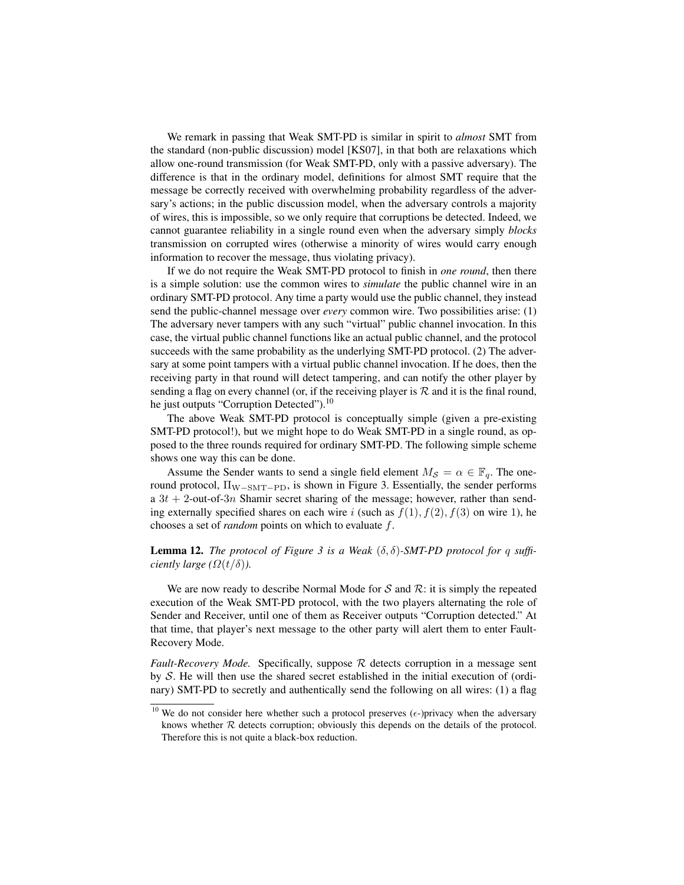We remark in passing that Weak SMT-PD is similar in spirit to *almost* SMT from the standard (non-public discussion) model [KS07], in that both are relaxations which allow one-round transmission (for Weak SMT-PD, only with a passive adversary). The difference is that in the ordinary model, definitions for almost SMT require that the message be correctly received with overwhelming probability regardless of the adversary's actions; in the public discussion model, when the adversary controls a majority of wires, this is impossible, so we only require that corruptions be detected. Indeed, we cannot guarantee reliability in a single round even when the adversary simply *blocks* transmission on corrupted wires (otherwise a minority of wires would carry enough information to recover the message, thus violating privacy).

If we do not require the Weak SMT-PD protocol to finish in *one round*, then there is a simple solution: use the common wires to *simulate* the public channel wire in an ordinary SMT-PD protocol. Any time a party would use the public channel, they instead send the public-channel message over *every* common wire. Two possibilities arise: (1) The adversary never tampers with any such "virtual" public channel invocation. In this case, the virtual public channel functions like an actual public channel, and the protocol succeeds with the same probability as the underlying SMT-PD protocol. (2) The adversary at some point tampers with a virtual public channel invocation. If he does, then the receiving party in that round will detect tampering, and can notify the other player by sending a flag on every channel (or, if the receiving player is $\mathcal{R}$ and it is the final round, he just outputs "Corruption Detected").[10]

The above Weak SMT-PD protocol is conceptually simple (given a pre-existing SMT-PD protocol!), but we might hope to do Weak SMT-PD in a single round, as opposed to the three rounds required for ordinary SMT-PD. The following simple scheme shows one way this can be done.

Assume the Sender wants to send a single field element $M_{\mathcal{S}} = \alpha \in \mathbb{F}_q$. The one-round protocol, $\Pi_{\mathrm{W-SMT-PD}}$, is shown in Figure 3. Essentially, the sender performs a $3t+2$-out-of-$3n$ Shamir secret sharing of the message; however, rather than sending externally specified shares on each wire $i$ (such as $f(1), f(2), f(3)$ on wire 1), he chooses a set of *random* points on which to evaluate $f$.

**Lemma 12.** *The protocol of Figure 3 is a Weak $(\delta, \delta)$-SMT-PD protocol for $q$ sufficiently large ($\Omega(t/\delta)$).*

We are now ready to describe Normal Mode for $\mathcal{S}$ and $\mathcal{R}$: it is simply the repeated execution of the Weak SMT-PD protocol, with the two players alternating the role of Sender and Receiver, until one of them as Receiver outputs "Corruption detected." At that time, that player's next message to the other party will alert them to enter Fault-Recovery Mode.

*Fault-Recovery Mode.* Specifically, suppose $\mathcal{R}$ detects corruption in a message sent by $\mathcal{S}$. He will then use the shared secret established in the initial execution of (ordinary) SMT-PD to secretly and authentically send the following on all wires: (1) a flag

[10] We do not consider here whether such a protocol preserves ($\epsilon$-)privacy when the adversary knows whether $\mathcal{R}$ detects corruption; obviously this depends on the details of the protocol. Therefore this is not quite a black-box reduction.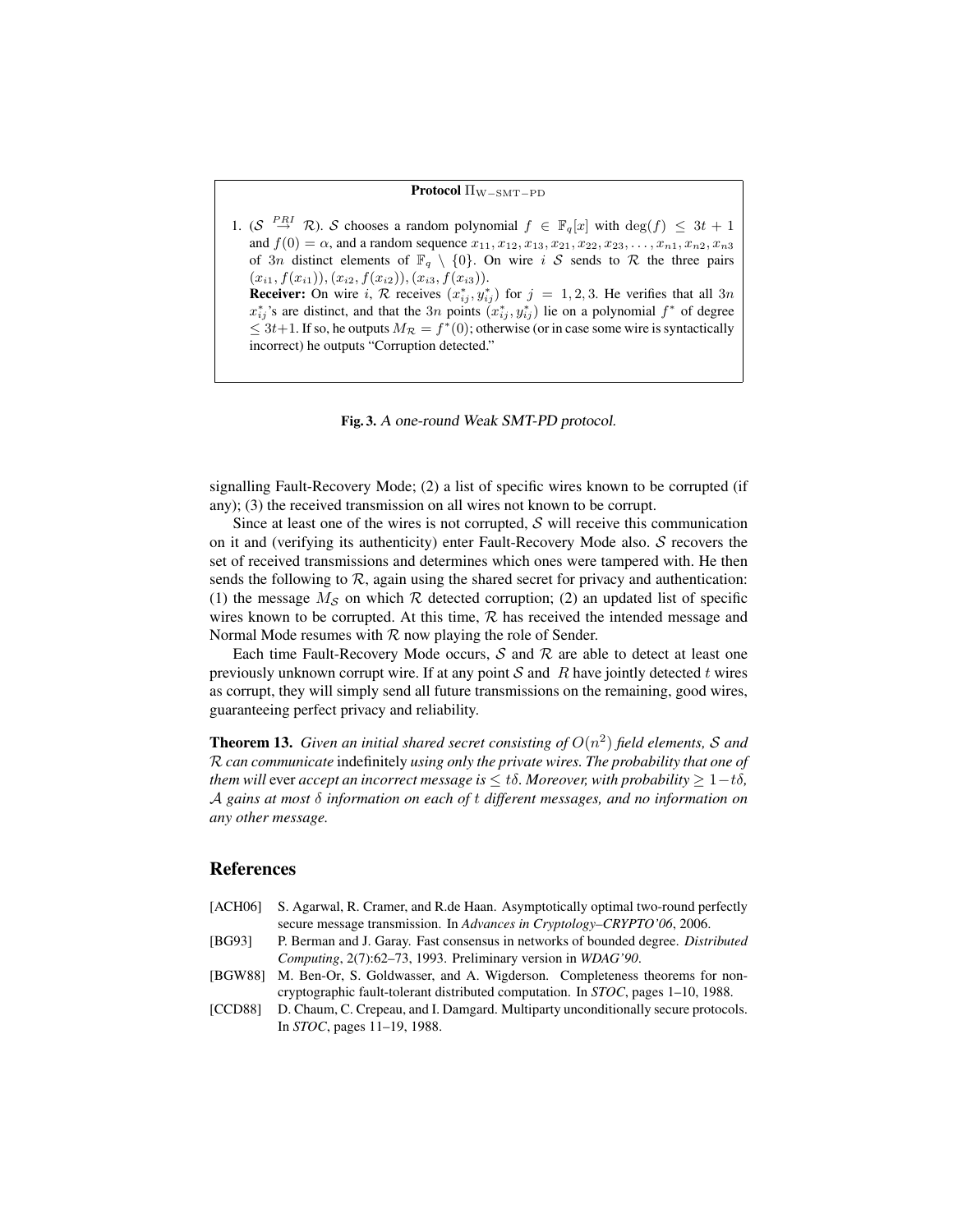**Protocol $\Pi_{\mathrm{W-SMT-PD}}$**

1. ($\mathcal{S} \overset{PRI}{\rightarrow} \mathcal{R}$). $\mathcal{S}$ chooses a random polynomial $f \in \mathbb{F}_q[x]$ with $\deg(f) \leq 3t+1$ and $f(0) = \alpha$, and a random sequence $x_{11}, x_{12}, x_{13}, x_{21}, x_{22}, x_{23}, \ldots, x_{n1}, x_{n2}, x_{n3}$ of $3n$ distinct elements of $\mathbb{F}_q \setminus \{0\}$. On wire $i$ $\mathcal{S}$ sends to $\mathcal{R}$ the three pairs $(x_{i1}, f(x_{i1})), (x_{i2}, f(x_{i2})), (x_{i3}, f(x_{i3}))$.
   **Receiver:** On wire $i$, $\mathcal{R}$ receives $(x^*_{ij}, y^*_{ij})$ for $j = 1, 2, 3$. He verifies that all $3n$ $x^*_{ij}$'s are distinct, and that the $3n$ points $(x^*_{ij}, y^*_{ij})$ lie on a polynomial $f^*$ of degree $\leq 3t+1$. If so, he outputs $M_{\mathcal{R}} = f^*(0)$; otherwise (or in case some wire is syntactically incorrect) he outputs "Corruption detected."

**Fig. 3.** *A one-round Weak SMT-PD protocol.*

signalling Fault-Recovery Mode; (2) a list of specific wires known to be corrupted (if any); (3) the received transmission on all wires not known to be corrupt.

Since at least one of the wires is not corrupted, $\mathcal{S}$ will receive this communication on it and (verifying its authenticity) enter Fault-Recovery Mode also. $\mathcal{S}$ recovers the set of received transmissions and determines which ones were tampered with. He then sends the following to $\mathcal{R}$, again using the shared secret for privacy and authentication: (1) the message $M_{\mathcal{S}}$ on which $\mathcal{R}$ detected corruption; (2) an updated list of specific wires known to be corrupted. At this time, $\mathcal{R}$ has received the intended message and Normal Mode resumes with $\mathcal{R}$ now playing the role of Sender.

Each time Fault-Recovery Mode occurs, $\mathcal{S}$ and $\mathcal{R}$ are able to detect at least one previously unknown corrupt wire. If at any point $\mathcal{S}$ and $R$ have jointly detected $t$ wires as corrupt, they will simply send all future transmissions on the remaining, good wires, guaranteeing perfect privacy and reliability.

**Theorem 13.** *Given an initial shared secret consisting of $O(n^2)$ field elements, $\mathcal{S}$ and $\mathcal{R}$ can communicate* indefinitely *using only the private wires. The probability that one of them will* ever *accept an incorrect message is $\leq t\delta$. Moreover, with probability $\geq 1-t\delta$, $\mathcal{A}$ gains at most $\delta$ information on each of $t$ different messages, and no information on any other message.*

## References

- [ACH06] S. Agarwal, R. Cramer, and R.de Haan. Asymptotically optimal two-round perfectly secure message transmission. In *Advances in Cryptology–CRYPTO'06*, 2006.
- [BG93] P. Berman and J. Garay. Fast consensus in networks of bounded degree. *Distributed Computing*, 2(7):62–73, 1993. Preliminary version in *WDAG'90*.
- [BGW88] M. Ben-Or, S. Goldwasser, and A. Wigderson. Completeness theorems for non-cryptographic fault-tolerant distributed computation. In *STOC*, pages 1–10, 1988.
- [CCD88] D. Chaum, C. Crepeau, and I. Damgard. Multiparty unconditionally secure protocols. In *STOC*, pages 11–19, 1988.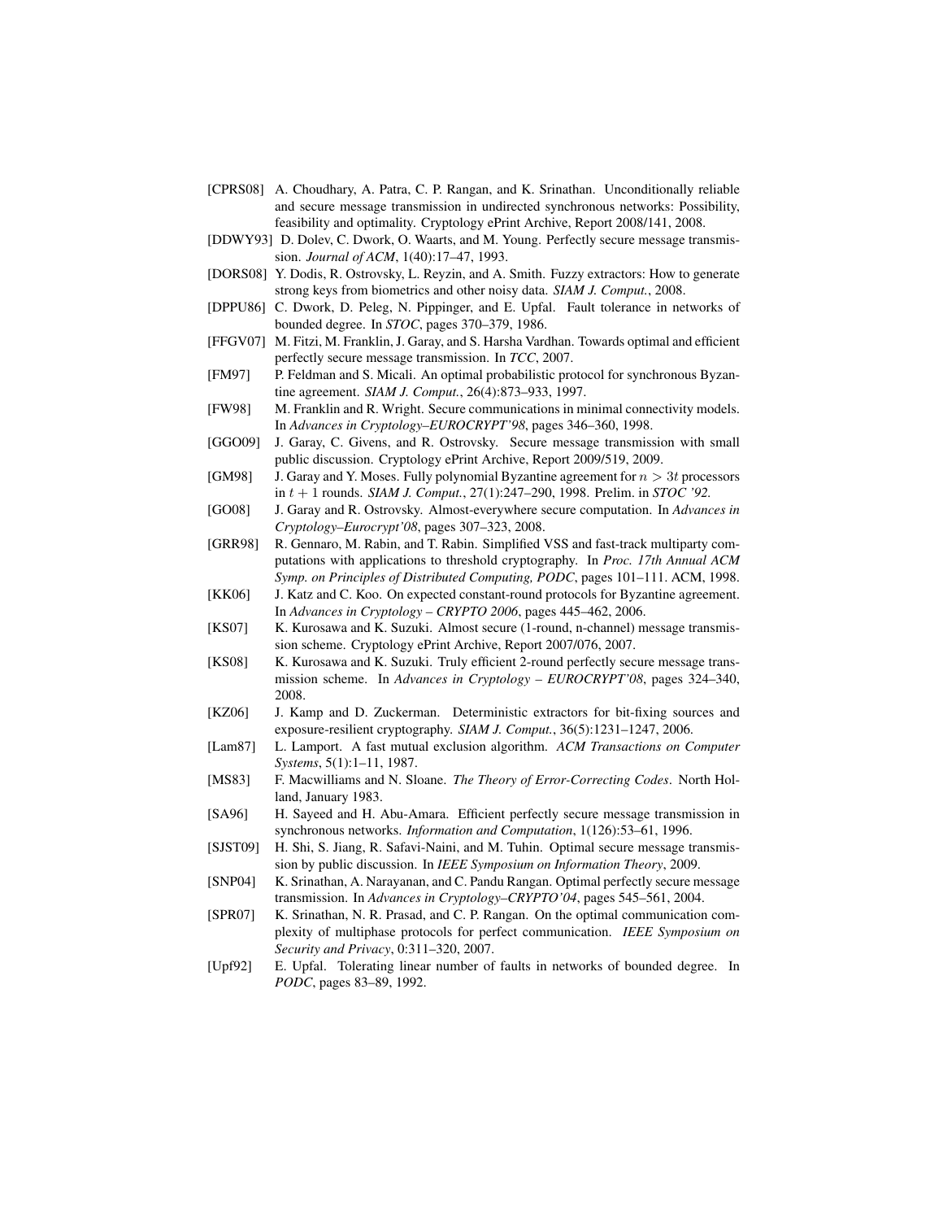[CPRS08] A. Choudhary, A. Patra, C. P. Rangan, and K. Srinathan. Unconditionally reliable and secure message transmission in undirected synchronous networks: Possibility, feasibility and optimality. Cryptology ePrint Archive, Report 2008/141, 2008.

[DDWY93] D. Dolev, C. Dwork, O. Waarts, and M. Young. Perfectly secure message transmission. *Journal of ACM*, 1(40):17–47, 1993.

[DORS08] Y. Dodis, R. Ostrovsky, L. Reyzin, and A. Smith. Fuzzy extractors: How to generate strong keys from biometrics and other noisy data. *SIAM J. Comput.*, 2008.

[DPPU86] C. Dwork, D. Peleg, N. Pippinger, and E. Upfal. Fault tolerance in networks of bounded degree. In *STOC*, pages 370–379, 1986.

[FFGV07] M. Fitzi, M. Franklin, J. Garay, and S. Harsha Vardhan. Towards optimal and efficient perfectly secure message transmission. In *TCC*, 2007.

[FM97] P. Feldman and S. Micali. An optimal probabilistic protocol for synchronous Byzantine agreement. *SIAM J. Comput.*, 26(4):873–933, 1997.

[FW98] M. Franklin and R. Wright. Secure communications in minimal connectivity models. In *Advances in Cryptology–EUROCRYPT'98*, pages 346–360, 1998.

[GGO09] J. Garay, C. Givens, and R. Ostrovsky. Secure message transmission with small public discussion. Cryptology ePrint Archive, Report 2009/519, 2009.

[GM98] J. Garay and Y. Moses. Fully polynomial Byzantine agreement for $n > 3t$ processors in $t + 1$ rounds. *SIAM J. Comput.*, 27(1):247–290, 1998. Prelim. in *STOC '92*.

[GO08] J. Garay and R. Ostrovsky. Almost-everywhere secure computation. In *Advances in Cryptology–Eurocrypt'08*, pages 307–323, 2008.

[GRR98] R. Gennaro, M. Rabin, and T. Rabin. Simplified VSS and fast-track multiparty computations with applications to threshold cryptography. In *Proc. 17th Annual ACM Symp. on Principles of Distributed Computing, PODC*, pages 101–111. ACM, 1998.

[KK06] J. Katz and C. Koo. On expected constant-round protocols for Byzantine agreement. In *Advances in Cryptology – CRYPTO 2006*, pages 445–462, 2006.

[KS07] K. Kurosawa and K. Suzuki. Almost secure (1-round, n-channel) message transmission scheme. Cryptology ePrint Archive, Report 2007/076, 2007.

[KS08] K. Kurosawa and K. Suzuki. Truly efficient 2-round perfectly secure message transmission scheme. In *Advances in Cryptology – EUROCRYPT'08*, pages 324–340, 2008.

[KZ06] J. Kamp and D. Zuckerman. Deterministic extractors for bit-fixing sources and exposure-resilient cryptography. *SIAM J. Comput.*, 36(5):1231–1247, 2006.

[Lam87] L. Lamport. A fast mutual exclusion algorithm. *ACM Transactions on Computer Systems*, 5(1):1–11, 1987.

[MS83] F. Macwilliams and N. Sloane. *The Theory of Error-Correcting Codes*. North Holland, January 1983.

[SA96] H. Sayeed and H. Abu-Amara. Efficient perfectly secure message transmission in synchronous networks. *Information and Computation*, 1(126):53–61, 1996.

[SJST09] H. Shi, S. Jiang, R. Safavi-Naini, and M. Tuhin. Optimal secure message transmission by public discussion. In *IEEE Symposium on Information Theory*, 2009.

[SNP04] K. Srinathan, A. Narayanan, and C. Pandu Rangan. Optimal perfectly secure message transmission. In *Advances in Cryptology–CRYPTO'04*, pages 545–561, 2004.

[SPR07] K. Srinathan, N. R. Prasad, and C. P. Rangan. On the optimal communication complexity of multiphase protocols for perfect communication. *IEEE Symposium on Security and Privacy*, 0:311–320, 2007.

[Upf92] E. Upfal. Tolerating linear number of faults in networks of bounded degree. In *PODC*, pages 83–89, 1992.